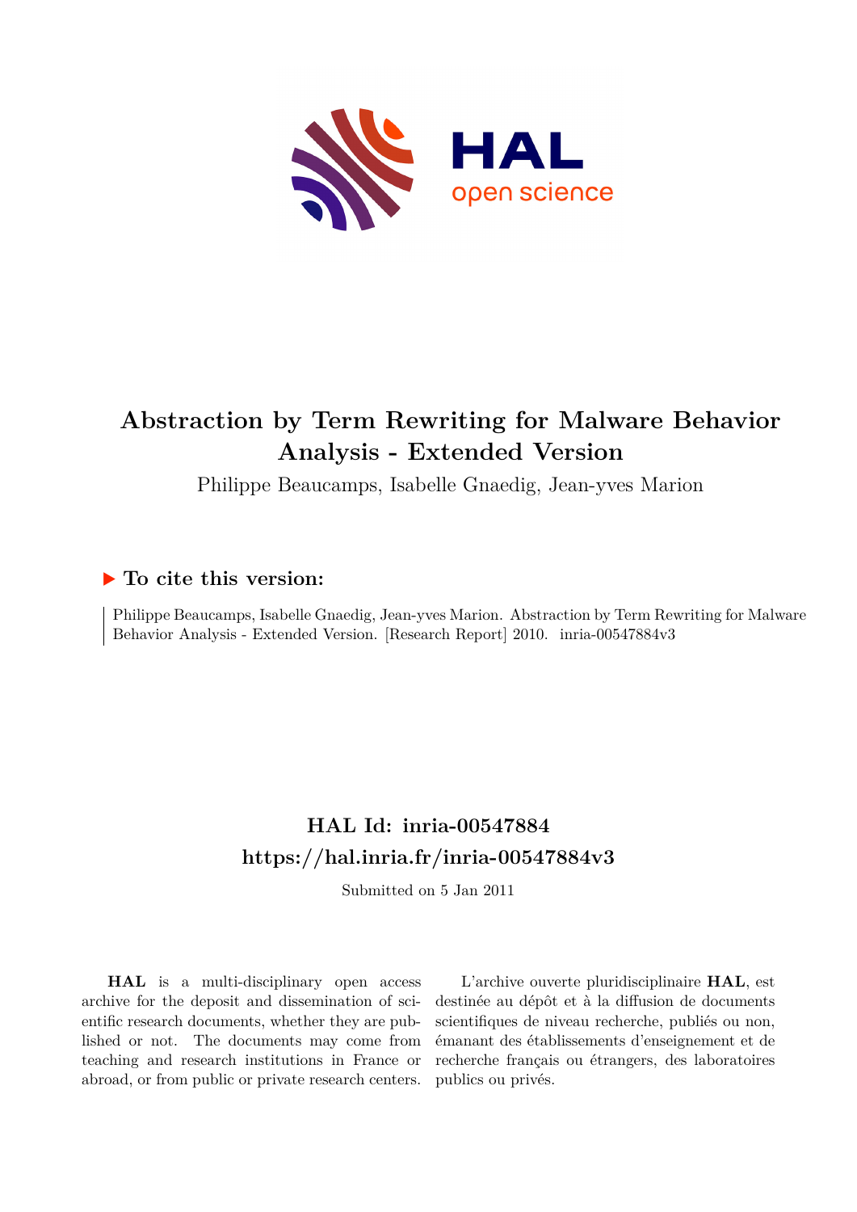# Abstraction by Term Rewriting for Malware Behavior Analysis - Extended Version

Philippe Beaucamps, Isabelle Gnaedig, Jean-yves Marion

### ▶ To cite this version:

Philippe Beaucamps, Isabelle Gnaedig, Jean-yves Marion. Abstraction by Term Rewriting for Malware Behavior Analysis - Extended Version. [Research Report] 2010. inria-00547884v3

## HAL Id: inria-00547884

## https://hal.inria.fr/inria-00547884v3

Submitted on 5 Jan 2011

**HAL** is a multi-disciplinary open access archive for the deposit and dissemination of scientific research documents, whether they are published or not. The documents may come from teaching and research institutions in France or abroad, or from public or private research centers.

L'archive ouverte pluridisciplinaire **HAL**, est destinée au dépôt et à la diffusion de documents scientifiques de niveau recherche, publiés ou non, émanant des établissements d'enseignement et de recherche français ou étrangers, des laboratoires publics ou privés.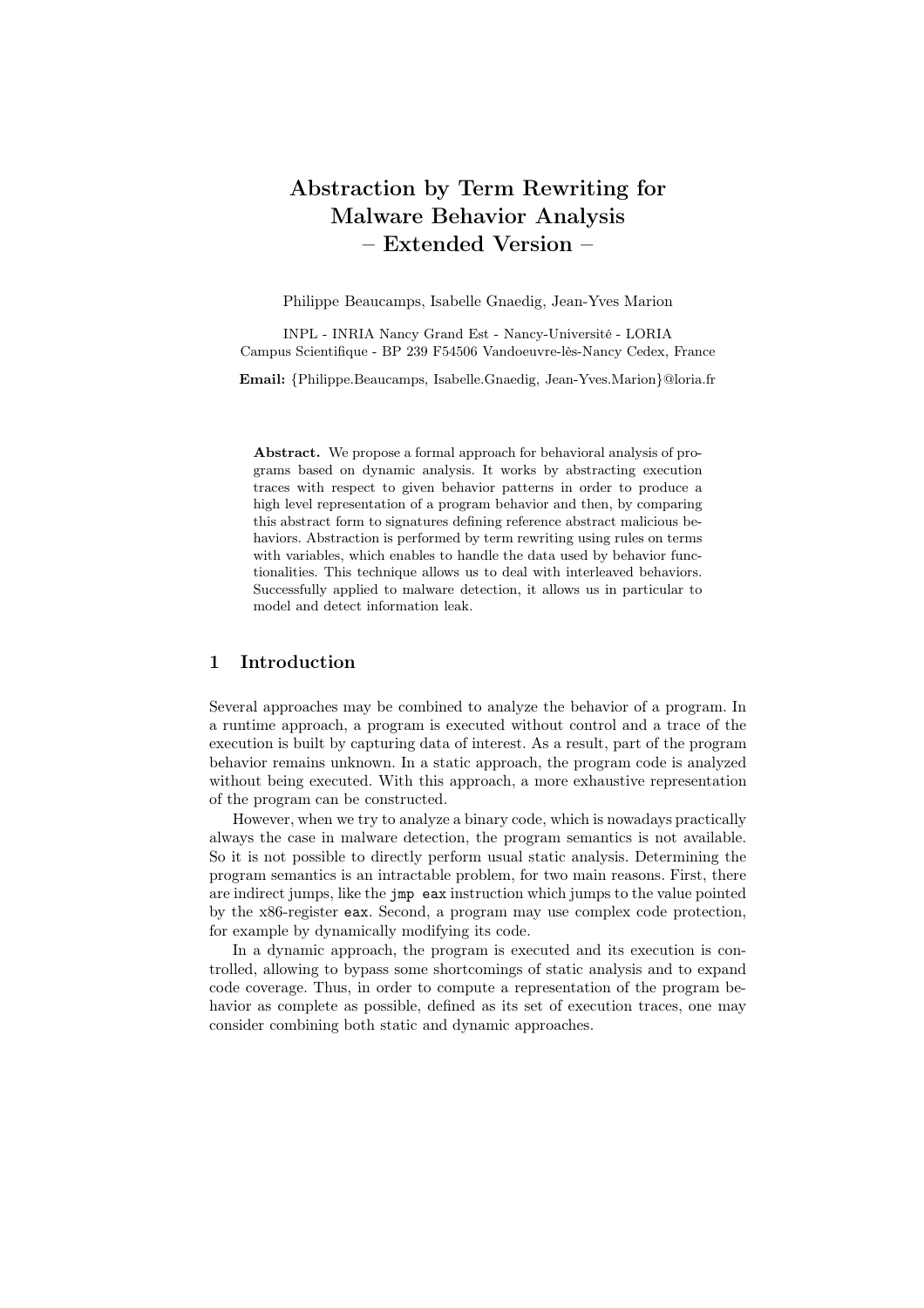# Abstraction by Term Rewriting for Malware Behavior Analysis – Extended Version –

Philippe Beaucamps, Isabelle Gnaedig, Jean-Yves Marion

INPL - INRIA Nancy Grand Est - Nancy-Université - LORIA
Campus Scientifique - BP 239 F54506 Vandoeuvre-lès-Nancy Cedex, France

**Email:** {Philippe.Beaucamps, Isabelle.Gnaedig, Jean-Yves.Marion}@loria.fr

**Abstract.** We propose a formal approach for behavioral analysis of programs based on dynamic analysis. It works by abstracting execution traces with respect to given behavior patterns in order to produce a high level representation of a program behavior and then, by comparing this abstract form to signatures defining reference abstract malicious behaviors. Abstraction is performed by term rewriting using rules on terms with variables, which enables to handle the data used by behavior functionalities. This technique allows us to deal with interleaved behaviors. Successfully applied to malware detection, it allows us in particular to model and detect information leak.

## 1 Introduction

Several approaches may be combined to analyze the behavior of a program. In a runtime approach, a program is executed without control and a trace of the execution is built by capturing data of interest. As a result, part of the program behavior remains unknown. In a static approach, the program code is analyzed without being executed. With this approach, a more exhaustive representation of the program can be constructed.

However, when we try to analyze a binary code, which is nowadays practically always the case in malware detection, the program semantics is not available. So it is not possible to directly perform usual static analysis. Determining the program semantics is an intractable problem, for two main reasons. First, there are indirect jumps, like the `jmp eax` instruction which jumps to the value pointed by the x86-register `eax`. Second, a program may use complex code protection, for example by dynamically modifying its code.

In a dynamic approach, the program is executed and its execution is controlled, allowing to bypass some shortcomings of static analysis and to expand code coverage. Thus, in order to compute a representation of the program behavior as complete as possible, defined as its set of execution traces, one may consider combining both static and dynamic approaches.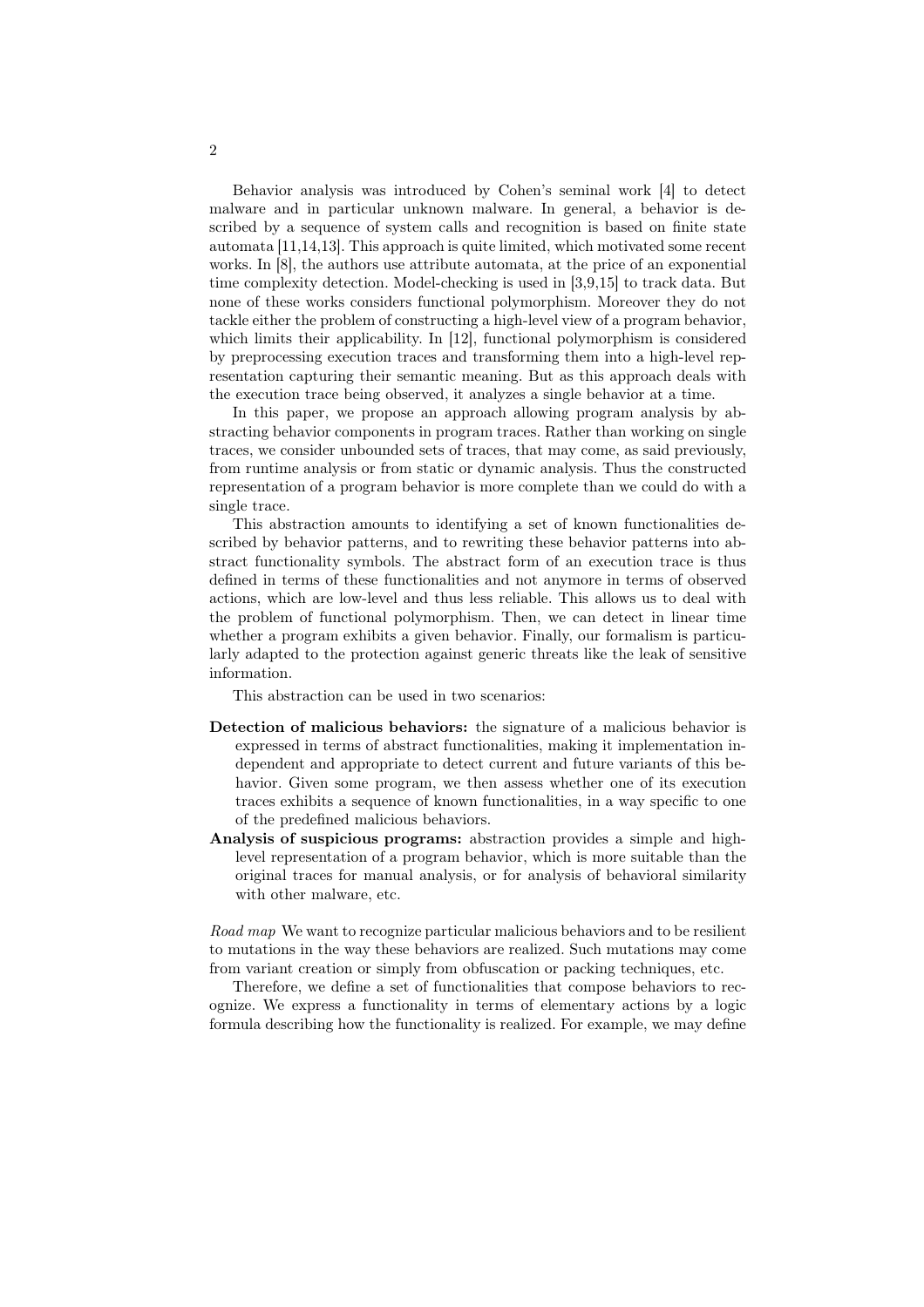Behavior analysis was introduced by Cohen's seminal work [4] to detect malware and in particular unknown malware. In general, a behavior is described by a sequence of system calls and recognition is based on finite state automata [11,14,13]. This approach is quite limited, which motivated some recent works. In [8], the authors use attribute automata, at the price of an exponential time complexity detection. Model-checking is used in [3,9,15] to track data. But none of these works considers functional polymorphism. Moreover they do not tackle either the problem of constructing a high-level view of a program behavior, which limits their applicability. In [12], functional polymorphism is considered by preprocessing execution traces and transforming them into a high-level representation capturing their semantic meaning. But as this approach deals with the execution trace being observed, it analyzes a single behavior at a time.

In this paper, we propose an approach allowing program analysis by abstracting behavior components in program traces. Rather than working on single traces, we consider unbounded sets of traces, that may come, as said previously, from runtime analysis or from static or dynamic analysis. Thus the constructed representation of a program behavior is more complete than we could do with a single trace.

This abstraction amounts to identifying a set of known functionalities described by behavior patterns, and to rewriting these behavior patterns into abstract functionality symbols. The abstract form of an execution trace is thus defined in terms of these functionalities and not anymore in terms of observed actions, which are low-level and thus less reliable. This allows us to deal with the problem of functional polymorphism. Then, we can detect in linear time whether a program exhibits a given behavior. Finally, our formalism is particularly adapted to the protection against generic threats like the leak of sensitive information.

This abstraction can be used in two scenarios:

- **Detection of malicious behaviors:** the signature of a malicious behavior is expressed in terms of abstract functionalities, making it implementation independent and appropriate to detect current and future variants of this behavior. Given some program, we then assess whether one of its execution traces exhibits a sequence of known functionalities, in a way specific to one of the predefined malicious behaviors.
- **Analysis of suspicious programs:** abstraction provides a simple and high-level representation of a program behavior, which is more suitable than the original traces for manual analysis, or for analysis of behavioral similarity with other malware, etc.

*Road map* We want to recognize particular malicious behaviors and to be resilient to mutations in the way these behaviors are realized. Such mutations may come from variant creation or simply from obfuscation or packing techniques, etc.

Therefore, we define a set of functionalities that compose behaviors to recognize. We express a functionality in terms of elementary actions by a logic formula describing how the functionality is realized. For example, we may define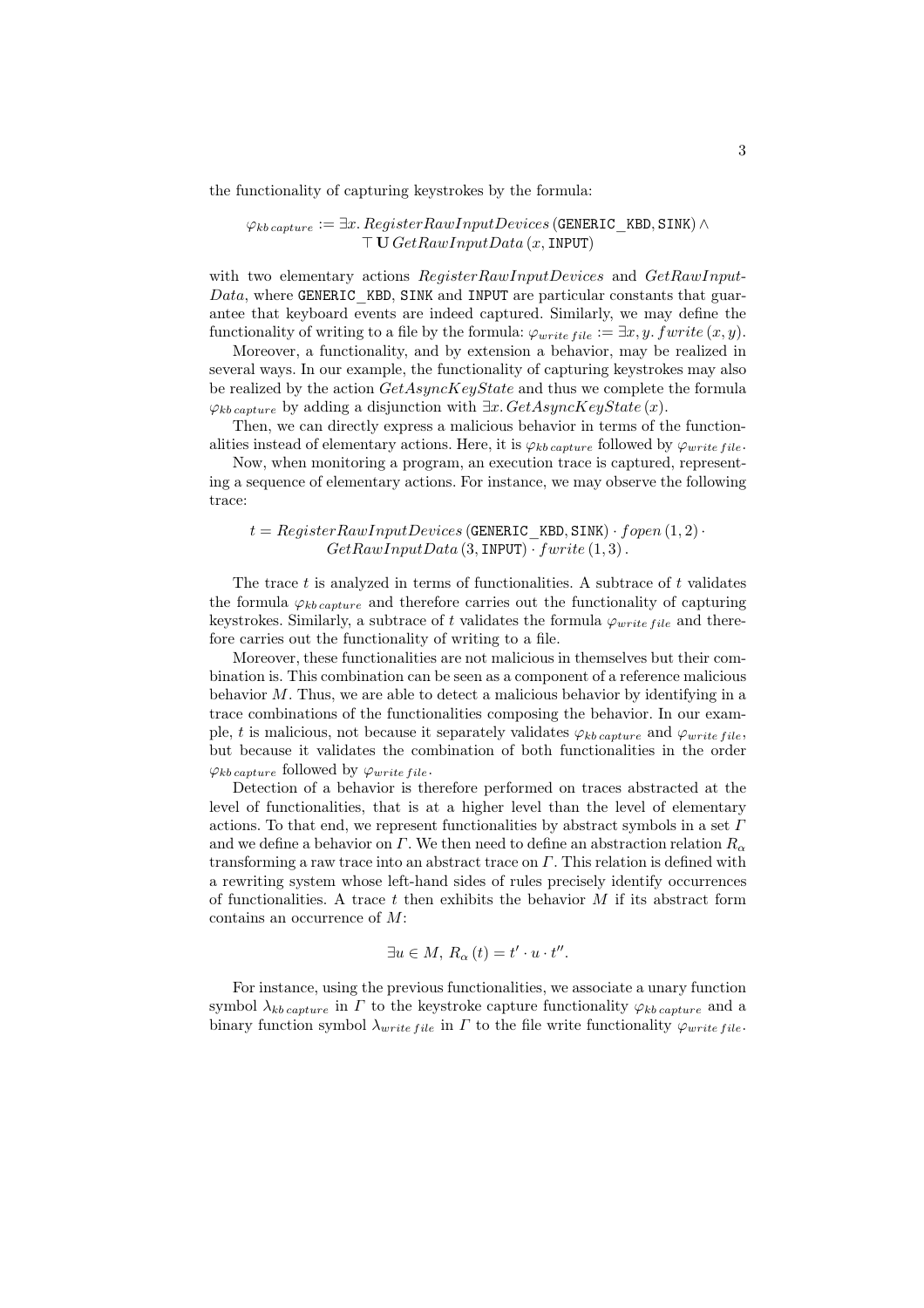the functionality of capturing keystrokes by the formula:

$$\varphi_{kb\,capture} := \exists x.\, RegisterRawInputDevices\,(\texttt{GENERIC\_KBD}, \texttt{SINK}) \wedge \\ \top\, \mathbf{U}\, GetRawInputData\,(x, \texttt{INPUT})$$

with two elementary actions *RegisterRawInputDevices* and *GetRawInputData*, where `GENERIC_KBD`, `SINK` and `INPUT` are particular constants that guarantee that keyboard events are indeed captured. Similarly, we may define the functionality of writing to a file by the formula: $\varphi_{write\,file} := \exists x, y.\, fwrite\,(x, y)$.

Moreover, a functionality, and by extension a behavior, may be realized in several ways. In our example, the functionality of capturing keystrokes may also be realized by the action *GetAsyncKeyState* and thus we complete the formula $\varphi_{kb\,capture}$ by adding a disjunction with $\exists x.\, GetAsyncKeyState\,(x)$.

Then, we can directly express a malicious behavior in terms of the functionalities instead of elementary actions. Here, it is $\varphi_{kb\,capture}$ followed by $\varphi_{write\,file}$.

Now, when monitoring a program, an execution trace is captured, representing a sequence of elementary actions. For instance, we may observe the following trace:

$$t = RegisterRawInputDevices\,(\texttt{GENERIC\_KBD}, \texttt{SINK}) \cdot fopen\,(1, 2) \cdot \\ GetRawInputData\,(3, \texttt{INPUT}) \cdot fwrite\,(1, 3)\,.$$

The trace $t$ is analyzed in terms of functionalities. A subtrace of $t$ validates the formula $\varphi_{kb\,capture}$ and therefore carries out the functionality of capturing keystrokes. Similarly, a subtrace of $t$ validates the formula $\varphi_{write\,file}$ and therefore carries out the functionality of writing to a file.

Moreover, these functionalities are not malicious in themselves but their combination is. This combination can be seen as a component of a reference malicious behavior $M$. Thus, we are able to detect a malicious behavior by identifying in a trace combinations of the functionalities composing the behavior. In our example, $t$ is malicious, not because it separately validates $\varphi_{kb\,capture}$ and $\varphi_{write\,file}$, but because it validates the combination of both functionalities in the order $\varphi_{kb\,capture}$ followed by $\varphi_{write\,file}$.

Detection of a behavior is therefore performed on traces abstracted at the level of functionalities, that is at a higher level than the level of elementary actions. To that end, we represent functionalities by abstract symbols in a set $\Gamma$ and we define a behavior on $\Gamma$. We then need to define an abstraction relation $R_\alpha$ transforming a raw trace into an abstract trace on $\Gamma$. This relation is defined with a rewriting system whose left-hand sides of rules precisely identify occurrences of functionalities. A trace $t$ then exhibits the behavior $M$ if its abstract form contains an occurrence of $M$:

$$\exists u \in M,\; R_\alpha\,(t) = t' \cdot u \cdot t''.$$

For instance, using the previous functionalities, we associate a unary function symbol $\lambda_{kb\,capture}$ in $\Gamma$ to the keystroke capture functionality $\varphi_{kb\,capture}$ and a binary function symbol $\lambda_{write\,file}$ in $\Gamma$ to the file write functionality $\varphi_{write\,file}$.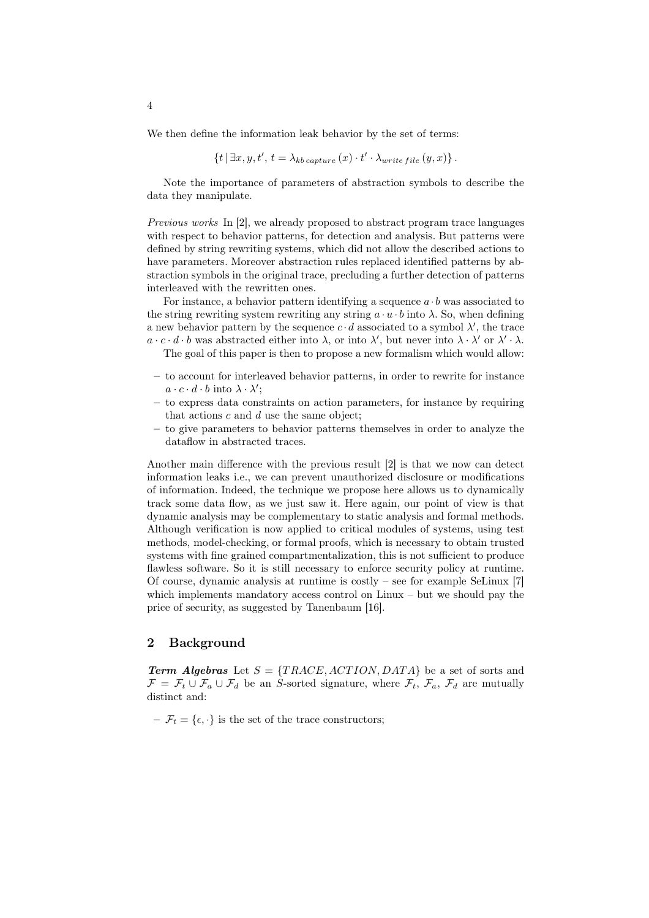We then define the information leak behavior by the set of terms:

$$\{t \mid \exists x, y, t',\, t = \lambda_{kb\,capture}(x) \cdot t' \cdot \lambda_{write\,file}(y, x)\}.$$

Note the importance of parameters of abstraction symbols to describe the data they manipulate.

*Previous works* In [2], we already proposed to abstract program trace languages with respect to behavior patterns, for detection and analysis. But patterns were defined by string rewriting systems, which did not allow the described actions to have parameters. Moreover abstraction rules replaced identified patterns by abstraction symbols in the original trace, precluding a further detection of patterns interleaved with the rewritten ones.

For instance, a behavior pattern identifying a sequence $a \cdot b$ was associated to the string rewriting system rewriting any string $a \cdot u \cdot b$ into $\lambda$. So, when defining a new behavior pattern by the sequence $c \cdot d$ associated to a symbol $\lambda'$, the trace $a \cdot c \cdot d \cdot b$ was abstracted either into $\lambda$, or into $\lambda'$, but never into $\lambda \cdot \lambda'$ or $\lambda' \cdot \lambda$.

The goal of this paper is then to propose a new formalism which would allow:

- to account for interleaved behavior patterns, in order to rewrite for instance $a \cdot c \cdot d \cdot b$ into $\lambda \cdot \lambda'$;
- to express data constraints on action parameters, for instance by requiring that actions $c$ and $d$ use the same object;
- to give parameters to behavior patterns themselves in order to analyze the dataflow in abstracted traces.

Another main difference with the previous result [2] is that we now can detect information leaks i.e., we can prevent unauthorized disclosure or modifications of information. Indeed, the technique we propose here allows us to dynamically track some data flow, as we just saw it. Here again, our point of view is that dynamic analysis may be complementary to static analysis and formal methods. Although verification is now applied to critical modules of systems, using test methods, model-checking, or formal proofs, which is necessary to obtain trusted systems with fine grained compartmentalization, this is not sufficient to produce flawless software. So it is still necessary to enforce security policy at runtime. Of course, dynamic analysis at runtime is costly – see for example SeLinux [7] which implements mandatory access control on Linux – but we should pay the price of security, as suggested by Tanenbaum [16].

## 2 Background

***Term Algebras*** Let $S = \{TRACE, ACTION, DATA\}$ be a set of sorts and $\mathcal{F} = \mathcal{F}_t \cup \mathcal{F}_a \cup \mathcal{F}_d$ be an $S$-sorted signature, where $\mathcal{F}_t$, $\mathcal{F}_a$, $\mathcal{F}_d$ are mutually distinct and:

- $\mathcal{F}_t = \{\epsilon, \cdot\}$ is the set of the trace constructors;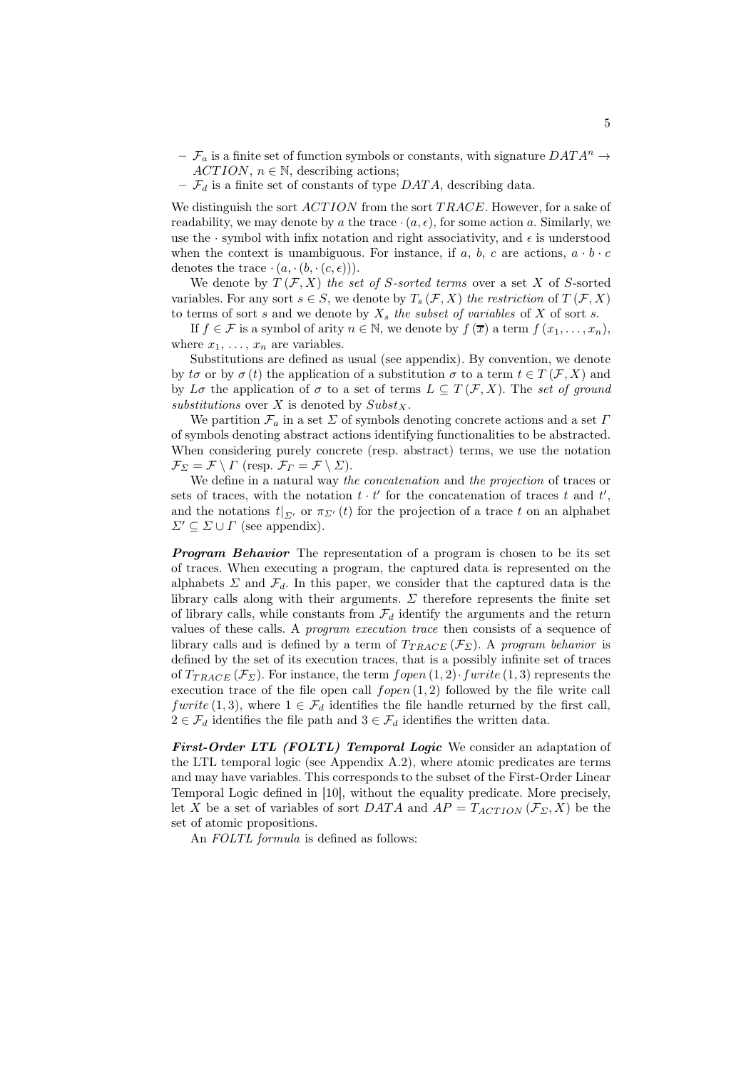- $\mathcal{F}_a$ is a finite set of function symbols or constants, with signature $DATA^n \to ACTION$, $n \in \mathbb{N}$, describing actions;
- $\mathcal{F}_d$ is a finite set of constants of type $DATA$, describing data.

We distinguish the sort $ACTION$ from the sort $TRACE$. However, for a sake of readability, we may denote by $a$ the trace $\cdot (a, \epsilon)$, for some action $a$. Similarly, we use the $\cdot$ symbol with infix notation and right associativity, and $\epsilon$ is understood when the context is unambiguous. For instance, if $a$, $b$, $c$ are actions, $a \cdot b \cdot c$ denotes the trace $\cdot (a, \cdot (b, \cdot (c, \epsilon)))$.

We denote by $T(\mathcal{F}, X)$ *the set of $S$-sorted terms* over a set $X$ of $S$-sorted variables. For any sort $s \in S$, we denote by $T_s(\mathcal{F}, X)$ *the restriction* of $T(\mathcal{F}, X)$ to terms of sort $s$ and we denote by $X_s$ *the subset of variables* of $X$ of sort $s$.

If $f \in \mathcal{F}$ is a symbol of arity $n \in \mathbb{N}$, we denote by $f(\overline{x})$ a term $f(x_1, \ldots, x_n)$, where $x_1, \ldots, x_n$ are variables.

Substitutions are defined as usual (see appendix). By convention, we denote by $t\sigma$ or by $\sigma(t)$ the application of a substitution $\sigma$ to a term $t \in T(\mathcal{F}, X)$ and by $L\sigma$ the application of $\sigma$ to a set of terms $L \subseteq T(\mathcal{F}, X)$. The *set of ground substitutions* over $X$ is denoted by $Subst_X$.

We partition $\mathcal{F}_a$ in a set $\Sigma$ of symbols denoting concrete actions and a set $\Gamma$ of symbols denoting abstract actions identifying functionalities to be abstracted. When considering purely concrete (resp. abstract) terms, we use the notation $\mathcal{F}_\Sigma = \mathcal{F} \setminus \Gamma$ (resp. $\mathcal{F}_\Gamma = \mathcal{F} \setminus \Sigma$).

We define in a natural way *the concatenation* and *the projection* of traces or sets of traces, with the notation $t \cdot t'$ for the concatenation of traces $t$ and $t'$, and the notations $t|_{\Sigma'}$ or $\pi_{\Sigma'}(t)$ for the projection of a trace $t$ on an alphabet $\Sigma' \subseteq \Sigma \cup \Gamma$ (see appendix).

***Program Behavior*** The representation of a program is chosen to be its set of traces. When executing a program, the captured data is represented on the alphabets $\Sigma$ and $\mathcal{F}_d$. In this paper, we consider that the captured data is the library calls along with their arguments. $\Sigma$ therefore represents the finite set of library calls, while constants from $\mathcal{F}_d$ identify the arguments and the return values of these calls. A *program execution trace* then consists of a sequence of library calls and is defined by a term of $T_{TRACE}(\mathcal{F}_\Sigma)$. A *program behavior* is defined by the set of its execution traces, that is a possibly infinite set of traces of $T_{TRACE}(\mathcal{F}_\Sigma)$. For instance, the term $fopen(1, 2) \cdot fwrite(1, 3)$ represents the execution trace of the file open call $fopen(1, 2)$ followed by the file write call $fwrite(1, 3)$, where $1 \in \mathcal{F}_d$ identifies the file handle returned by the first call, $2 \in \mathcal{F}_d$ identifies the file path and $3 \in \mathcal{F}_d$ identifies the written data.

***First-Order LTL (FOLTL) Temporal Logic*** We consider an adaptation of the LTL temporal logic (see Appendix A.2), where atomic predicates are terms and may have variables. This corresponds to the subset of the First-Order Linear Temporal Logic defined in [10], without the equality predicate. More precisely, let $X$ be a set of variables of sort $DATA$ and $AP = T_{ACTION}(\mathcal{F}_\Sigma, X)$ be the set of atomic propositions.

An *FOLTL formula* is defined as follows: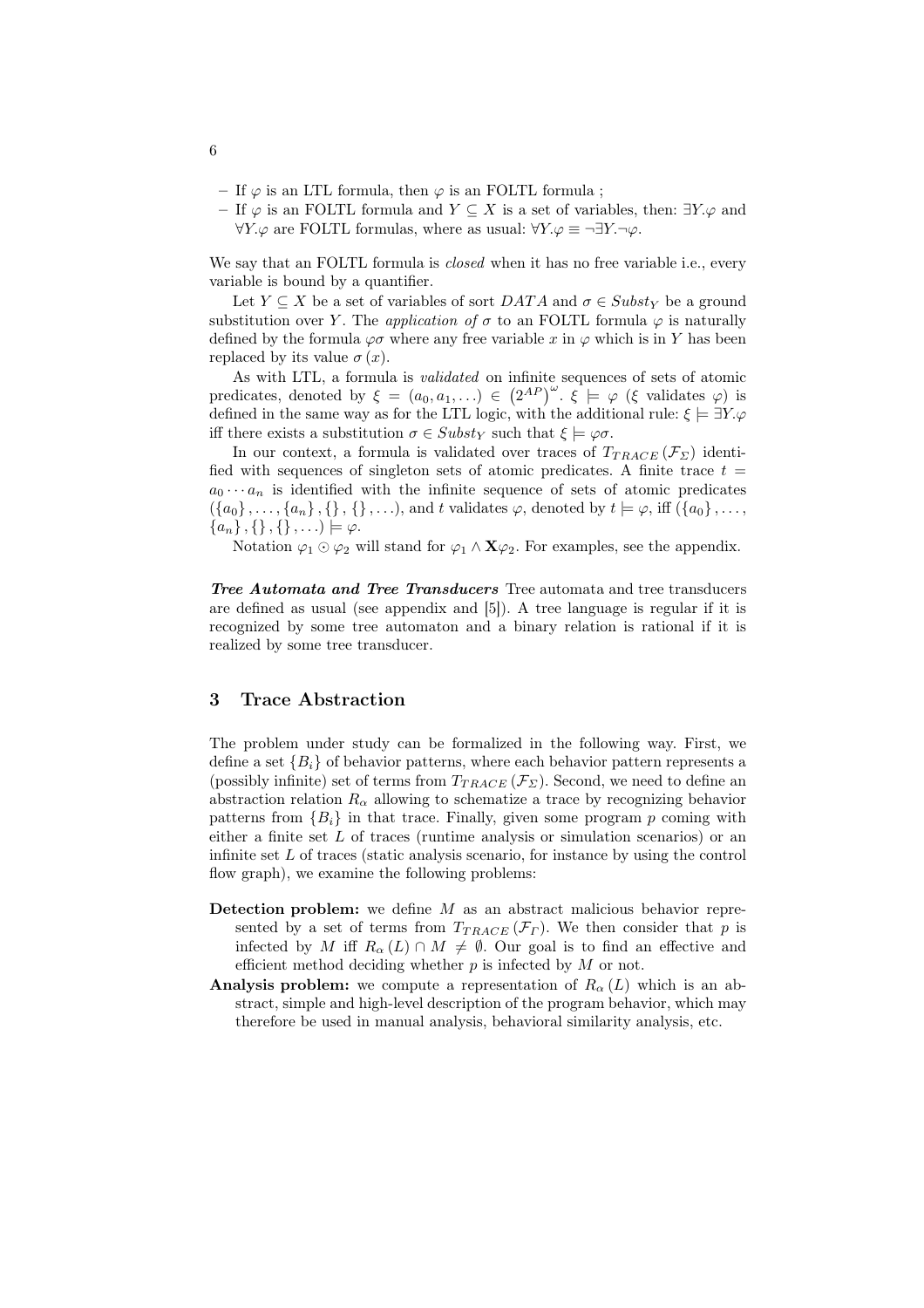- If $\varphi$ is an LTL formula, then $\varphi$ is an FOLTL formula ;
- If $\varphi$ is an FOLTL formula and $Y \subseteq X$ is a set of variables, then: $\exists Y.\varphi$ and $\forall Y.\varphi$ are FOLTL formulas, where as usual: $\forall Y.\varphi \equiv \neg\exists Y.\neg\varphi$.

We say that an FOLTL formula is *closed* when it has no free variable i.e., every variable is bound by a quantifier.

Let $Y \subseteq X$ be a set of variables of sort $DATA$ and $\sigma \in Subst_Y$ be a ground substitution over $Y$. The *application of* $\sigma$ to an FOLTL formula $\varphi$ is naturally defined by the formula $\varphi\sigma$ where any free variable $x$ in $\varphi$ which is in $Y$ has been replaced by its value $\sigma(x)$.

As with LTL, a formula is *validated* on infinite sequences of sets of atomic predicates, denoted by $\xi = (a_0, a_1, \ldots) \in \left(2^{AP}\right)^{\omega}$. $\xi \models \varphi$ ($\xi$ validates $\varphi$) is defined in the same way as for the LTL logic, with the additional rule: $\xi \models \exists Y.\varphi$ iff there exists a substitution $\sigma \in Subst_Y$ such that $\xi \models \varphi\sigma$.

In our context, a formula is validated over traces of $T_{TRACE}(\mathcal{F}_{\Sigma})$ identified with sequences of singleton sets of atomic predicates. A finite trace $t = a_0 \cdots a_n$ is identified with the infinite sequence of sets of atomic predicates $(\{a_0\}, \ldots, \{a_n\}, \{\}, \{\}, \ldots)$, and $t$ validates $\varphi$, denoted by $t \models \varphi$, iff $(\{a_0\}, \ldots, \{a_n\}, \{\}, \{\}, \ldots) \models \varphi$.

Notation $\varphi_1 \odot \varphi_2$ will stand for $\varphi_1 \wedge \mathbf{X}\varphi_2$. For examples, see the appendix.

***Tree Automata and Tree Transducers*** Tree automata and tree transducers are defined as usual (see appendix and [5]). A tree language is regular if it is recognized by some tree automaton and a binary relation is rational if it is realized by some tree transducer.

## 3 Trace Abstraction

The problem under study can be formalized in the following way. First, we define a set $\{B_i\}$ of behavior patterns, where each behavior pattern represents a (possibly infinite) set of terms from $T_{TRACE}(\mathcal{F}_{\Sigma})$. Second, we need to define an abstraction relation $R_\alpha$ allowing to schematize a trace by recognizing behavior patterns from $\{B_i\}$ in that trace. Finally, given some program $p$ coming with either a finite set $L$ of traces (runtime analysis or simulation scenarios) or an infinite set $L$ of traces (static analysis scenario, for instance by using the control flow graph), we examine the following problems:

**Detection problem:** we define $M$ as an abstract malicious behavior represented by a set of terms from $T_{TRACE}(\mathcal{F}_{\Gamma})$. We then consider that $p$ is infected by $M$ iff $R_\alpha(L) \cap M \neq \emptyset$. Our goal is to find an effective and efficient method deciding whether $p$ is infected by $M$ or not.

**Analysis problem:** we compute a representation of $R_\alpha(L)$ which is an abstract, simple and high-level description of the program behavior, which may therefore be used in manual analysis, behavioral similarity analysis, etc.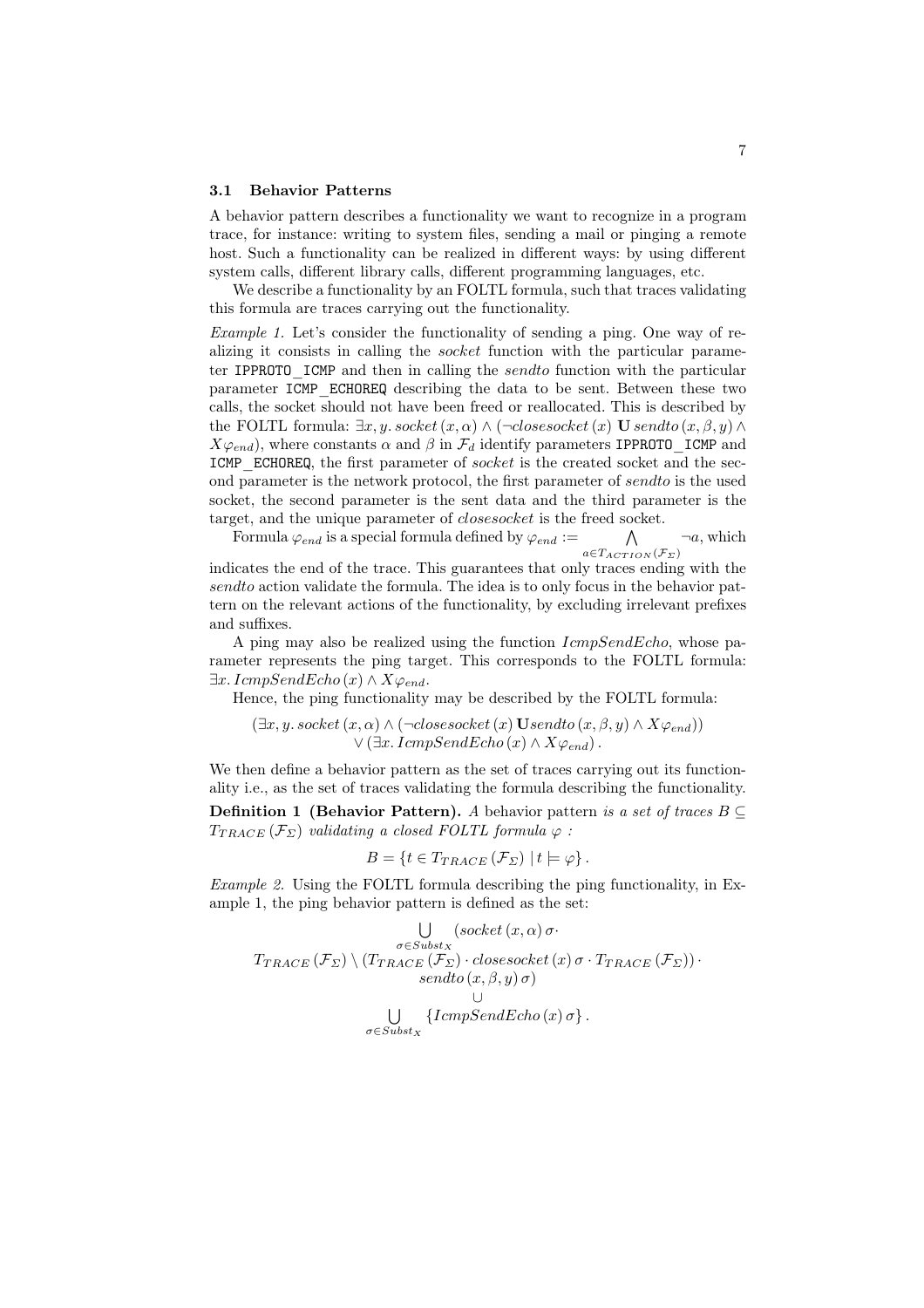### 3.1 Behavior Patterns

A behavior pattern describes a functionality we want to recognize in a program trace, for instance: writing to system files, sending a mail or pinging a remote host. Such a functionality can be realized in different ways: by using different system calls, different library calls, different programming languages, etc.

We describe a functionality by an FOLTL formula, such that traces validating this formula are traces carrying out the functionality.

*Example 1.* Let's consider the functionality of sending a ping. One way of realizing it consists in calling the *socket* function with the particular parameter `IPPROTO_ICMP` and then in calling the *sendto* function with the particular parameter `ICMP_ECHOREQ` describing the data to be sent. Between these two calls, the socket should not have been freed or reallocated. This is described by the FOLTL formula: $\exists x, y.\, socket\,(x, \alpha) \wedge (\neg closesocket\,(x)\ \mathbf{U}\, sendto\,(x, \beta, y) \wedge X\varphi_{end})$, where constants $\alpha$ and $\beta$ in $\mathcal{F}_d$ identify parameters `IPPROTO_ICMP` and `ICMP_ECHOREQ`, the first parameter of *socket* is the created socket and the second parameter is the network protocol, the first parameter of *sendto* is the used socket, the second parameter is the sent data and the third parameter is the target, and the unique parameter of *closesocket* is the freed socket.

Formula $\varphi_{end}$ is a special formula defined by $\varphi_{end} := \bigwedge_{a \in T_{ACTION}(\mathcal{F}_\Sigma)} \neg a$, which indicates the end of the trace. This guarantees that only traces ending with the *sendto* action validate the formula. The idea is to only focus in the behavior pattern on the relevant actions of the functionality, by excluding irrelevant prefixes and suffixes.

A ping may also be realized using the function *IcmpSendEcho*, whose parameter represents the ping target. This corresponds to the FOLTL formula: $\exists x.\, IcmpSendEcho\,(x) \wedge X\varphi_{end}$.

Hence, the ping functionality may be described by the FOLTL formula:

$$\begin{gathered}(\exists x, y.\, socket\,(x, \alpha) \wedge (\neg closesocket\,(x)\,\mathbf{U} sendto\,(x, \beta, y) \wedge X\varphi_{end})) \\ \vee (\exists x.\, IcmpSendEcho\,(x) \wedge X\varphi_{end})\,.\end{gathered}$$

We then define a behavior pattern as the set of traces carrying out its functionality i.e., as the set of traces validating the formula describing the functionality.

**Definition 1 (Behavior Pattern).** *A* behavior pattern *is a set of traces* $B \subseteq T_{TRACE}(\mathcal{F}_\Sigma)$ *validating a closed FOLTL formula* $\varphi$ *:*

$$B = \{t \in T_{TRACE}(\mathcal{F}_\Sigma) \mid t \models \varphi\}\,.$$

*Example 2.* Using the FOLTL formula describing the ping functionality, in Example 1, the ping behavior pattern is defined as the set:

$$\begin{gathered}\bigcup_{\sigma \in Subst_X} (socket\,(x, \alpha)\,\sigma \cdot \\ T_{TRACE}(\mathcal{F}_\Sigma) \setminus (T_{TRACE}(\mathcal{F}_\Sigma) \cdot closesocket\,(x)\,\sigma \cdot T_{TRACE}(\mathcal{F}_\Sigma)) \cdot \\ sendto\,(x, \beta, y)\,\sigma) \\ \cup \\ \bigcup_{\sigma \in Subst_X} \{IcmpSendEcho\,(x)\,\sigma\}\,.\end{gathered}$$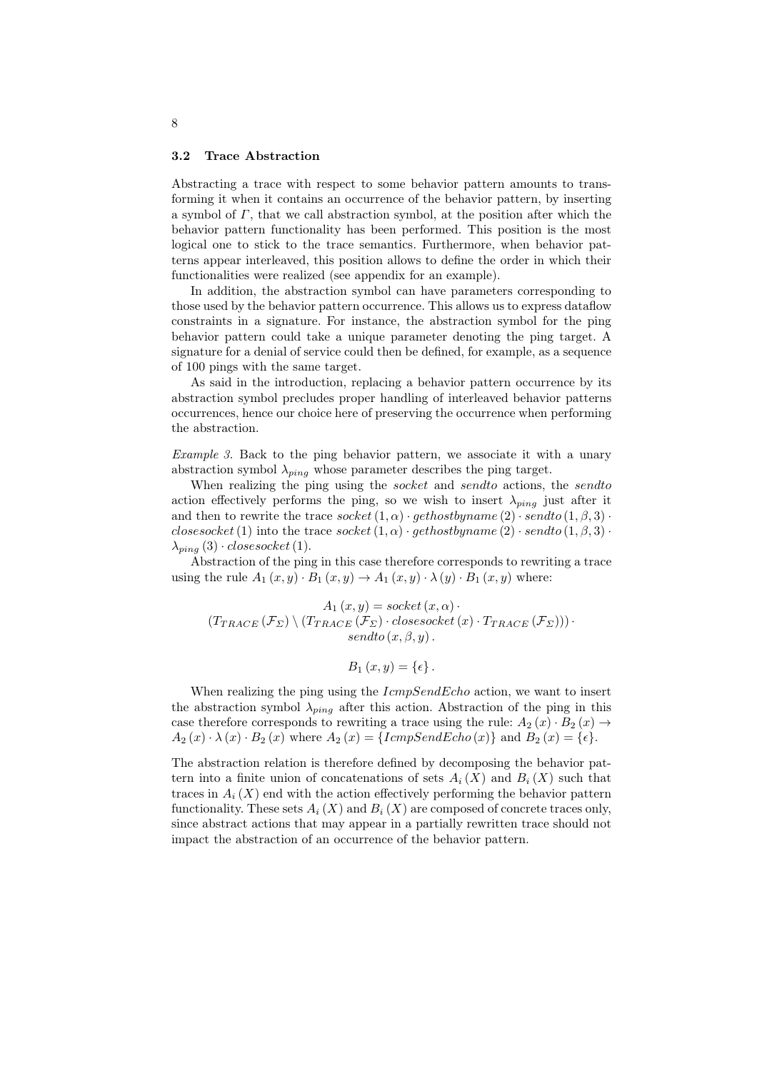### 3.2 Trace Abstraction

Abstracting a trace with respect to some behavior pattern amounts to transforming it when it contains an occurrence of the behavior pattern, by inserting a symbol of $\Gamma$, that we call abstraction symbol, at the position after which the behavior pattern functionality has been performed. This position is the most logical one to stick to the trace semantics. Furthermore, when behavior patterns appear interleaved, this position allows to define the order in which their functionalities were realized (see appendix for an example).

In addition, the abstraction symbol can have parameters corresponding to those used by the behavior pattern occurrence. This allows us to express dataflow constraints in a signature. For instance, the abstraction symbol for the ping behavior pattern could take a unique parameter denoting the ping target. A signature for a denial of service could then be defined, for example, as a sequence of 100 pings with the same target.

As said in the introduction, replacing a behavior pattern occurrence by its abstraction symbol precludes proper handling of interleaved behavior patterns occurrences, hence our choice here of preserving the occurrence when performing the abstraction.

*Example 3.* Back to the ping behavior pattern, we associate it with a unary abstraction symbol $\lambda_{ping}$ whose parameter describes the ping target.

When realizing the ping using the *socket* and *sendto* actions, the *sendto* action effectively performs the ping, so we wish to insert $\lambda_{ping}$ just after it and then to rewrite the trace $socket\,(1, \alpha) \cdot gethostbyname\,(2) \cdot sendto\,(1, \beta, 3) \cdot closesocket\,(1)$ into the trace $socket\,(1, \alpha) \cdot gethostbyname\,(2) \cdot sendto\,(1, \beta, 3) \cdot \lambda_{ping}\,(3) \cdot closesocket\,(1)$.

Abstraction of the ping in this case therefore corresponds to rewriting a trace using the rule $A_1\,(x, y) \cdot B_1\,(x, y) \to A_1\,(x, y) \cdot \lambda\,(y) \cdot B_1\,(x, y)$ where:

$$
\begin{gathered}
A_1\,(x, y) = socket\,(x, \alpha) \cdot \\
\left(T_{TRACE}\,(\mathcal{F}_\Sigma) \setminus \left(T_{TRACE}\,(\mathcal{F}_\Sigma) \cdot closesocket\,(x) \cdot T_{TRACE}\,(\mathcal{F}_\Sigma)\right)\right) \cdot \\
sendto\,(x, \beta, y)\,.
\end{gathered}
$$

$$
B_1\,(x, y) = \{\epsilon\}\,.
$$

When realizing the ping using the *IcmpSendEcho* action, we want to insert the abstraction symbol $\lambda_{ping}$ after this action. Abstraction of the ping in this case therefore corresponds to rewriting a trace using the rule: $A_2\,(x) \cdot B_2\,(x) \to A_2\,(x) \cdot \lambda\,(x) \cdot B_2\,(x)$ where $A_2\,(x) = \{IcmpSendEcho\,(x)\}$ and $B_2\,(x) = \{\epsilon\}$.

The abstraction relation is therefore defined by decomposing the behavior pattern into a finite union of concatenations of sets $A_i\,(X)$ and $B_i\,(X)$ such that traces in $A_i\,(X)$ end with the action effectively performing the behavior pattern functionality. These sets $A_i\,(X)$ and $B_i\,(X)$ are composed of concrete traces only, since abstract actions that may appear in a partially rewritten trace should not impact the abstraction of an occurrence of the behavior pattern.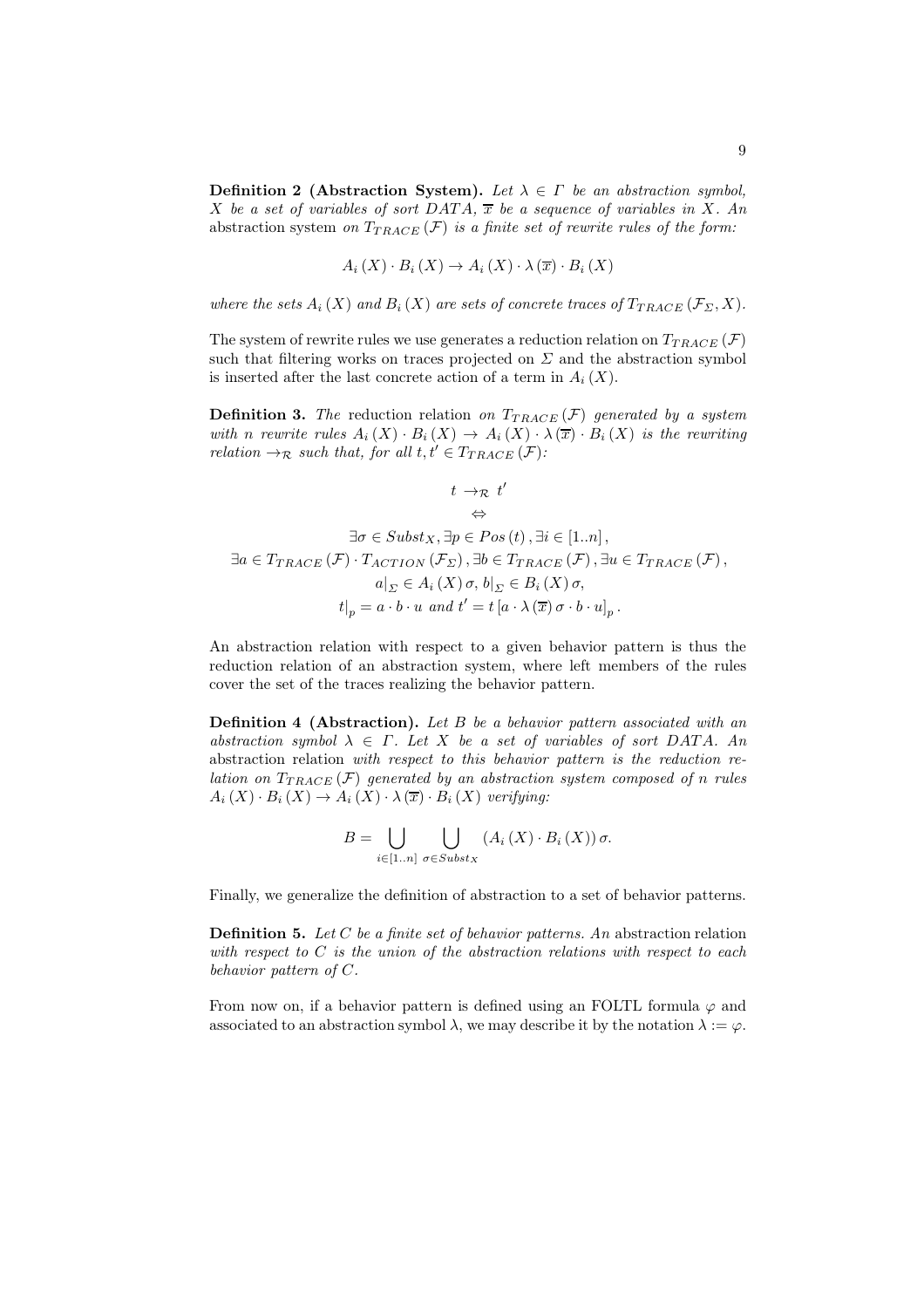**Definition 2 (Abstraction System).** *Let $\lambda \in \Gamma$ be an abstraction symbol, $X$ be a set of variables of sort $DATA$, $\overline{x}$ be a sequence of variables in $X$. An* abstraction system *on $T_{TRACE}(\mathcal{F})$ is a finite set of rewrite rules of the form:*

$$A_i(X) \cdot B_i(X) \to A_i(X) \cdot \lambda(\overline{x}) \cdot B_i(X)$$

*where the sets $A_i(X)$ and $B_i(X)$ are sets of concrete traces of $T_{TRACE}(\mathcal{F}_\Sigma, X)$.*

The system of rewrite rules we use generates a reduction relation on $T_{TRACE}(\mathcal{F})$ such that filtering works on traces projected on $\Sigma$ and the abstraction symbol is inserted after the last concrete action of a term in $A_i(X)$.

**Definition 3.** *The* reduction relation *on $T_{TRACE}(\mathcal{F})$ generated by a system with $n$ rewrite rules $A_i(X) \cdot B_i(X) \to A_i(X) \cdot \lambda(\overline{x}) \cdot B_i(X)$ is the rewriting relation $\to_{\mathcal{R}}$ such that, for all $t, t' \in T_{TRACE}(\mathcal{F})$:*

$$\begin{gathered}
t \to_{\mathcal{R}} t' \\
\Leftrightarrow \\
\exists \sigma \in Subst_X, \exists p \in Pos(t), \exists i \in [1..n], \\
\exists a \in T_{TRACE}(\mathcal{F}) \cdot T_{ACTION}(\mathcal{F}_\Sigma), \exists b \in T_{TRACE}(\mathcal{F}), \exists u \in T_{TRACE}(\mathcal{F}), \\
a|_\Sigma \in A_i(X)\sigma, \, b|_\Sigma \in B_i(X)\sigma, \\
t|_p = a \cdot b \cdot u \text{ and } t' = t\left[a \cdot \lambda(\overline{x})\sigma \cdot b \cdot u\right]_p .
\end{gathered}$$

An abstraction relation with respect to a given behavior pattern is thus the reduction relation of an abstraction system, where left members of the rules cover the set of the traces realizing the behavior pattern.

**Definition 4 (Abstraction).** *Let $B$ be a behavior pattern associated with an abstraction symbol $\lambda \in \Gamma$. Let $X$ be a set of variables of sort $DATA$. An* abstraction relation *with respect to this behavior pattern is the reduction relation on $T_{TRACE}(\mathcal{F})$ generated by an abstraction system composed of $n$ rules $A_i(X) \cdot B_i(X) \to A_i(X) \cdot \lambda(\overline{x}) \cdot B_i(X)$ verifying:*

$$B = \bigcup_{i \in [1..n]} \bigcup_{\sigma \in Subst_X} (A_i(X) \cdot B_i(X))\sigma.$$

Finally, we generalize the definition of abstraction to a set of behavior patterns.

**Definition 5.** *Let $C$ be a finite set of behavior patterns. An* abstraction relation *with respect to $C$ is the union of the abstraction relations with respect to each behavior pattern of $C$.*

From now on, if a behavior pattern is defined using an FOLTL formula $\varphi$ and associated to an abstraction symbol $\lambda$, we may describe it by the notation $\lambda := \varphi$.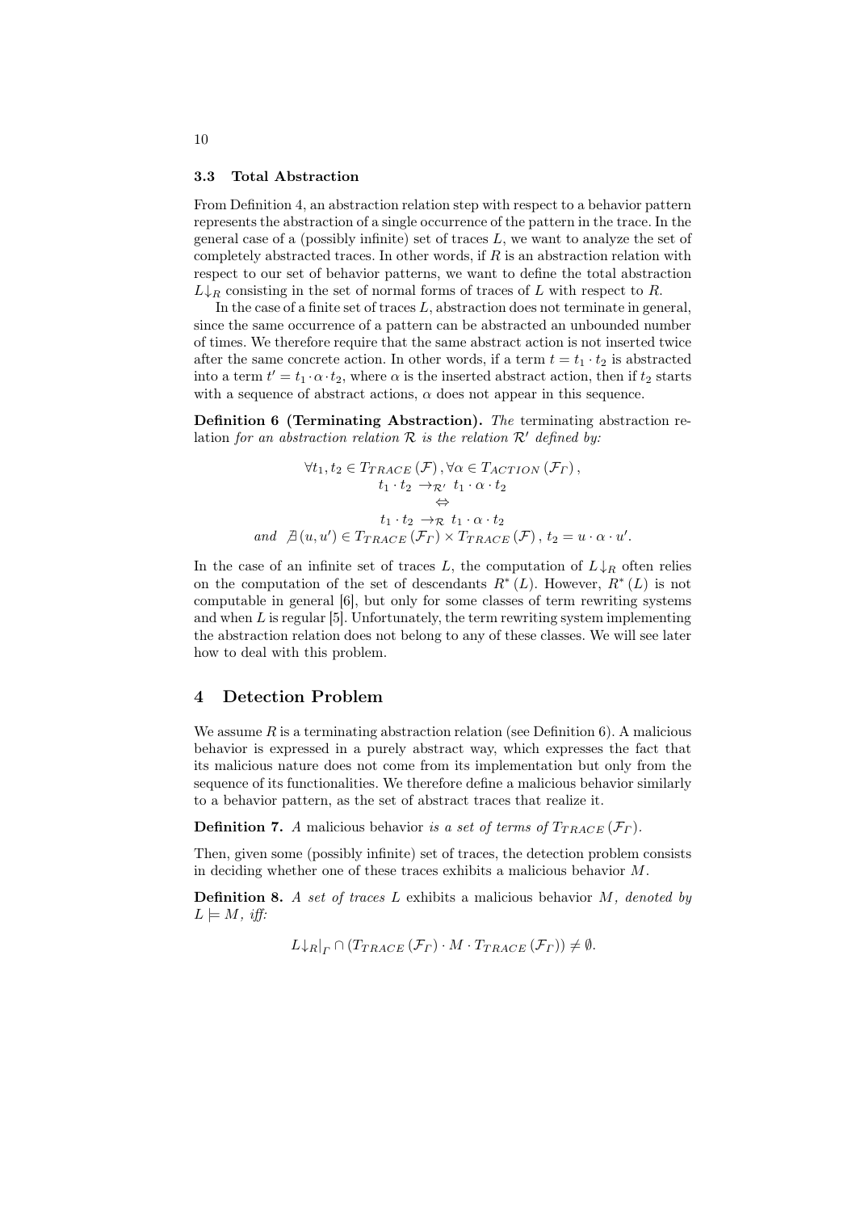### 3.3 Total Abstraction

From Definition 4, an abstraction relation step with respect to a behavior pattern represents the abstraction of a single occurrence of the pattern in the trace. In the general case of a (possibly infinite) set of traces $L$, we want to analyze the set of completely abstracted traces. In other words, if $R$ is an abstraction relation with respect to our set of behavior patterns, we want to define the total abstraction $L{\downarrow_R}$ consisting in the set of normal forms of traces of $L$ with respect to $R$.

In the case of a finite set of traces $L$, abstraction does not terminate in general, since the same occurrence of a pattern can be abstracted an unbounded number of times. We therefore require that the same abstract action is not inserted twice after the same concrete action. In other words, if a term $t = t_1 \cdot t_2$ is abstracted into a term $t' = t_1 \cdot \alpha \cdot t_2$, where $\alpha$ is the inserted abstract action, then if $t_2$ starts with a sequence of abstract actions, $\alpha$ does not appear in this sequence.

**Definition 6 (Terminating Abstraction).** *The* terminating abstraction relation *for an abstraction relation $\mathcal{R}$ is the relation $\mathcal{R}'$ defined by:*

$$
\begin{gathered}
\forall t_1, t_2 \in T_{TRACE}(\mathcal{F}), \forall \alpha \in T_{ACTION}(\mathcal{F}_\Gamma), \\
t_1 \cdot t_2 \rightarrow_{\mathcal{R}'} t_1 \cdot \alpha \cdot t_2 \\
\Leftrightarrow \\
t_1 \cdot t_2 \rightarrow_{\mathcal{R}} t_1 \cdot \alpha \cdot t_2 \\
\text{and } \nexists (u, u') \in T_{TRACE}(\mathcal{F}_\Gamma) \times T_{TRACE}(\mathcal{F}), t_2 = u \cdot \alpha \cdot u'.
\end{gathered}
$$

In the case of an infinite set of traces $L$, the computation of $L{\downarrow_R}$ often relies on the computation of the set of descendants $R^*(L)$. However, $R^*(L)$ is not computable in general [6], but only for some classes of term rewriting systems and when $L$ is regular [5]. Unfortunately, the term rewriting system implementing the abstraction relation does not belong to any of these classes. We will see later how to deal with this problem.

## 4 Detection Problem

We assume $R$ is a terminating abstraction relation (see Definition 6). A malicious behavior is expressed in a purely abstract way, which expresses the fact that its malicious nature does not come from its implementation but only from the sequence of its functionalities. We therefore define a malicious behavior similarly to a behavior pattern, as the set of abstract traces that realize it.

**Definition 7.** *A* malicious behavior *is a set of terms of $T_{TRACE}(\mathcal{F}_\Gamma)$.*

Then, given some (possibly infinite) set of traces, the detection problem consists in deciding whether one of these traces exhibits a malicious behavior $M$.

**Definition 8.** *A set of traces $L$ exhibits a malicious behavior $M$, denoted by $L \models M$, iff:*

$$
L{\downarrow_R}|_\Gamma \cap (T_{TRACE}(\mathcal{F}_\Gamma) \cdot M \cdot T_{TRACE}(\mathcal{F}_\Gamma)) \neq \emptyset.
$$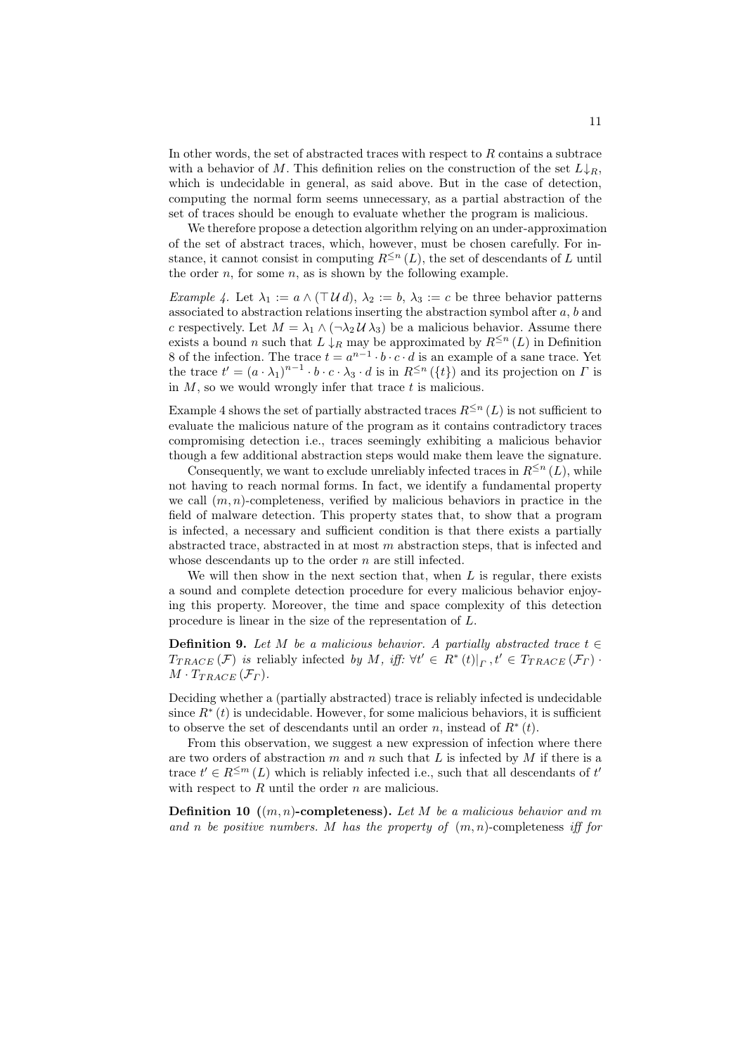In other words, the set of abstracted traces with respect to $R$ contains a subtrace with a behavior of $M$. This definition relies on the construction of the set $L{\downarrow_R}$, which is undecidable in general, as said above. But in the case of detection, computing the normal form seems unnecessary, as a partial abstraction of the set of traces should be enough to evaluate whether the program is malicious.

We therefore propose a detection algorithm relying on an under-approximation of the set of abstract traces, which, however, must be chosen carefully. For instance, it cannot consist in computing $R^{\leq n}(L)$, the set of descendants of $L$ until the order $n$, for some $n$, as is shown by the following example.

*Example 4.* Let $\lambda_1 := a \wedge (\top\, \mathcal{U}\, d)$, $\lambda_2 := b$, $\lambda_3 := c$ be three behavior patterns associated to abstraction relations inserting the abstraction symbol after $a$, $b$ and $c$ respectively. Let $M = \lambda_1 \wedge (\neg\lambda_2\, \mathcal{U}\, \lambda_3)$ be a malicious behavior. Assume there exists a bound $n$ such that $L{\downarrow_R}$ may be approximated by $R^{\leq n}(L)$ in Definition 8 of the infection. The trace $t = a^{n-1} \cdot b \cdot c \cdot d$ is an example of a sane trace. Yet the trace $t' = (a \cdot \lambda_1)^{n-1} \cdot b \cdot c \cdot \lambda_3 \cdot d$ is in $R^{\leq n}(\{t\})$ and its projection on $\Gamma$ is in $M$, so we would wrongly infer that trace $t$ is malicious.

Example 4 shows the set of partially abstracted traces $R^{\leq n}(L)$ is not sufficient to evaluate the malicious nature of the program as it contains contradictory traces compromising detection i.e., traces seemingly exhibiting a malicious behavior though a few additional abstraction steps would make them leave the signature.

Consequently, we want to exclude unreliably infected traces in $R^{\leq n}(L)$, while not having to reach normal forms. In fact, we identify a fundamental property we call $(m,n)$-completeness, verified by malicious behaviors in practice in the field of malware detection. This property states that, to show that a program is infected, a necessary and sufficient condition is that there exists a partially abstracted trace, abstracted in at most $m$ abstraction steps, that is infected and whose descendants up to the order $n$ are still infected.

We will then show in the next section that, when $L$ is regular, there exists a sound and complete detection procedure for every malicious behavior enjoying this property. Moreover, the time and space complexity of this detection procedure is linear in the size of the representation of $L$.

**Definition 9.** *Let $M$ be a malicious behavior. A partially abstracted trace $t \in T_{TRACE}(\mathcal{F})$ is* reliably infected *by $M$, iff: $\forall t' \in R^*(t)|_{\Gamma}, t' \in T_{TRACE}(\mathcal{F}_\Gamma) \cdot M \cdot T_{TRACE}(\mathcal{F}_\Gamma)$.*

Deciding whether a (partially abstracted) trace is reliably infected is undecidable since $R^*(t)$ is undecidable. However, for some malicious behaviors, it is sufficient to observe the set of descendants until an order $n$, instead of $R^*(t)$.

From this observation, we suggest a new expression of infection where there are two orders of abstraction $m$ and $n$ such that $L$ is infected by $M$ if there is a trace $t' \in R^{\leq m}(L)$ which is reliably infected i.e., such that all descendants of $t'$ with respect to $R$ until the order $n$ are malicious.

**Definition 10 ($(m,n)$-completeness).** *Let $M$ be a malicious behavior and $m$ and $n$ be positive numbers. $M$ has the property of $(m,n)$-completeness iff for*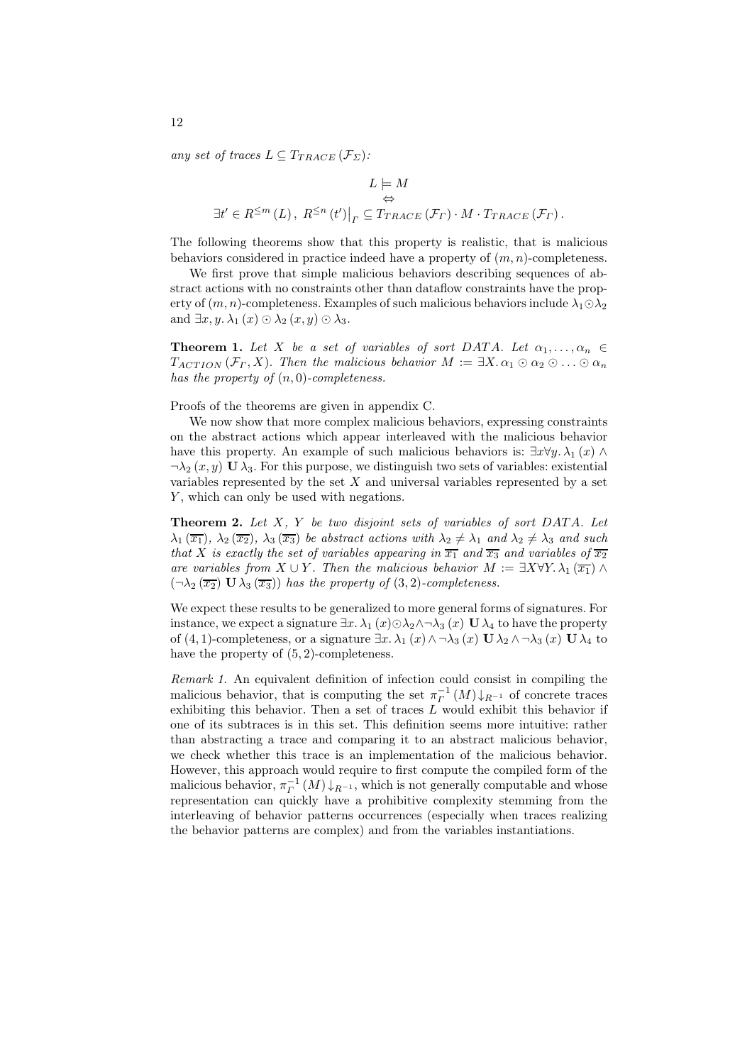*any set of traces $L \subseteq T_{TRACE}(\mathcal{F}_\Sigma)$:*

$$L \models M$$
$$\Leftrightarrow$$
$$\exists t' \in R^{\leq m}(L),\ R^{\leq n}(t')\big|_\Gamma \subseteq T_{TRACE}(\mathcal{F}_\Gamma) \cdot M \cdot T_{TRACE}(\mathcal{F}_\Gamma).$$

The following theorems show that this property is realistic, that is malicious behaviors considered in practice indeed have a property of $(m, n)$-completeness.

We first prove that simple malicious behaviors describing sequences of abstract actions with no constraints other than dataflow constraints have the property of $(m, n)$-completeness. Examples of such malicious behaviors include $\lambda_1 \odot \lambda_2$ and $\exists x, y.\, \lambda_1(x) \odot \lambda_2(x, y) \odot \lambda_3$.

**Theorem 1.** *Let $X$ be a set of variables of sort DATA. Let $\alpha_1, \ldots, \alpha_n \in T_{ACTION}(\mathcal{F}_\Gamma, X)$. Then the malicious behavior $M := \exists X.\, \alpha_1 \odot \alpha_2 \odot \ldots \odot \alpha_n$ has the property of $(n, 0)$-completeness.*

Proofs of the theorems are given in appendix C.

We now show that more complex malicious behaviors, expressing constraints on the abstract actions which appear interleaved with the malicious behavior have this property. An example of such malicious behaviors is: $\exists x \forall y.\, \lambda_1(x) \wedge \neg\lambda_2(x, y)\ \mathbf{U}\ \lambda_3$. For this purpose, we distinguish two sets of variables: existential variables represented by the set $X$ and universal variables represented by a set $Y$, which can only be used with negations.

**Theorem 2.** *Let $X$, $Y$ be two disjoint sets of variables of sort DATA. Let $\lambda_1(\overline{x_1})$, $\lambda_2(\overline{x_2})$, $\lambda_3(\overline{x_3})$ be abstract actions with $\lambda_2 \neq \lambda_1$ and $\lambda_2 \neq \lambda_3$ and such that $X$ is exactly the set of variables appearing in $\overline{x_1}$ and $\overline{x_3}$ and variables of $\overline{x_2}$ are variables from $X \cup Y$. Then the malicious behavior $M := \exists X \forall Y.\, \lambda_1(\overline{x_1}) \wedge (\neg\lambda_2(\overline{x_2})\ \mathbf{U}\ \lambda_3(\overline{x_3}))$ has the property of $(3, 2)$-completeness.*

We expect these results to be generalized to more general forms of signatures. For instance, we expect a signature $\exists x.\, \lambda_1(x) \odot \lambda_2 \wedge \neg\lambda_3(x)\ \mathbf{U}\ \lambda_4$ to have the property of $(4, 1)$-completeness, or a signature $\exists x.\, \lambda_1(x) \wedge \neg\lambda_3(x)\ \mathbf{U}\ \lambda_2 \wedge \neg\lambda_3(x)\ \mathbf{U}\ \lambda_4$ to have the property of $(5, 2)$-completeness.

*Remark 1.* An equivalent definition of infection could consist in compiling the malicious behavior, that is computing the set $\pi_\Gamma^{-1}(M)\downarrow_{R^{-1}}$ of concrete traces exhibiting this behavior. Then a set of traces $L$ would exhibit this behavior if one of its subtraces is in this set. This definition seems more intuitive: rather than abstracting a trace and comparing it to an abstract malicious behavior, we check whether this trace is an implementation of the malicious behavior. However, this approach would require to first compute the compiled form of the malicious behavior, $\pi_\Gamma^{-1}(M)\downarrow_{R^{-1}}$, which is not generally computable and whose representation can quickly have a prohibitive complexity stemming from the interleaving of behavior patterns occurrences (especially when traces realizing the behavior patterns are complex) and from the variables instantiations.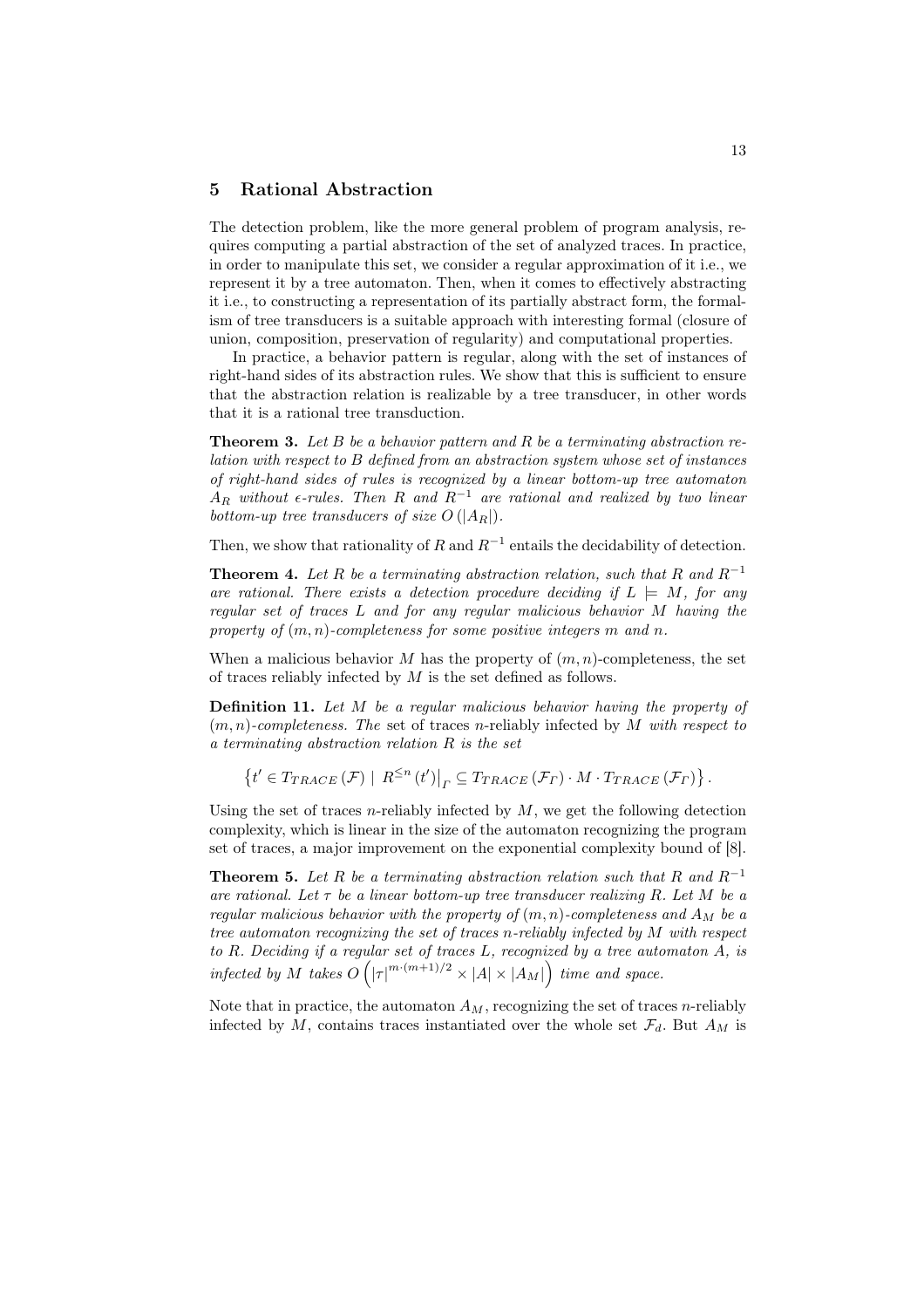## 5 Rational Abstraction

The detection problem, like the more general problem of program analysis, requires computing a partial abstraction of the set of analyzed traces. In practice, in order to manipulate this set, we consider a regular approximation of it i.e., we represent it by a tree automaton. Then, when it comes to effectively abstracting it i.e., to constructing a representation of its partially abstract form, the formalism of tree transducers is a suitable approach with interesting formal (closure of union, composition, preservation of regularity) and computational properties.

In practice, a behavior pattern is regular, along with the set of instances of right-hand sides of its abstraction rules. We show that this is sufficient to ensure that the abstraction relation is realizable by a tree transducer, in other words that it is a rational tree transduction.

**Theorem 3.** *Let $B$ be a behavior pattern and $R$ be a terminating abstraction relation with respect to $B$ defined from an abstraction system whose set of instances of right-hand sides of rules is recognized by a linear bottom-up tree automaton $A_R$ without $\epsilon$-rules. Then $R$ and $R^{-1}$ are rational and realized by two linear bottom-up tree transducers of size $O(|A_R|)$.*

Then, we show that rationality of $R$ and $R^{-1}$ entails the decidability of detection.

**Theorem 4.** *Let $R$ be a terminating abstraction relation, such that $R$ and $R^{-1}$ are rational. There exists a detection procedure deciding if $L \models M$, for any regular set of traces $L$ and for any regular malicious behavior $M$ having the property of $(m,n)$-completeness for some positive integers $m$ and $n$.*

When a malicious behavior $M$ has the property of $(m,n)$-completeness, the set of traces reliably infected by $M$ is the set defined as follows.

**Definition 11.** *Let $M$ be a regular malicious behavior having the property of $(m,n)$-completeness. The* set of traces $n$-reliably infected by $M$ *with respect to a terminating abstraction relation $R$ is the set*

$$\left\{t' \in T_{TRACE}(\mathcal{F}) \mid R^{\leq n}(t')\big|_{\Gamma} \subseteq T_{TRACE}(\mathcal{F}_{\Gamma}) \cdot M \cdot T_{TRACE}(\mathcal{F}_{\Gamma})\right\}.$$

Using the set of traces $n$-reliably infected by $M$, we get the following detection complexity, which is linear in the size of the automaton recognizing the program set of traces, a major improvement on the exponential complexity bound of [8].

**Theorem 5.** *Let $R$ be a terminating abstraction relation such that $R$ and $R^{-1}$ are rational. Let $\tau$ be a linear bottom-up tree transducer realizing $R$. Let $M$ be a regular malicious behavior with the property of $(m,n)$-completeness and $A_M$ be a tree automaton recognizing the set of traces $n$-reliably infected by $M$ with respect to $R$. Deciding if a regular set of traces $L$, recognized by a tree automaton $A$, is infected by $M$ takes $O\left(|\tau|^{m\cdot(m+1)/2} \times |A| \times |A_M|\right)$ time and space.*

Note that in practice, the automaton $A_M$, recognizing the set of traces $n$-reliably infected by $M$, contains traces instantiated over the whole set $\mathcal{F}_d$. But $A_M$ is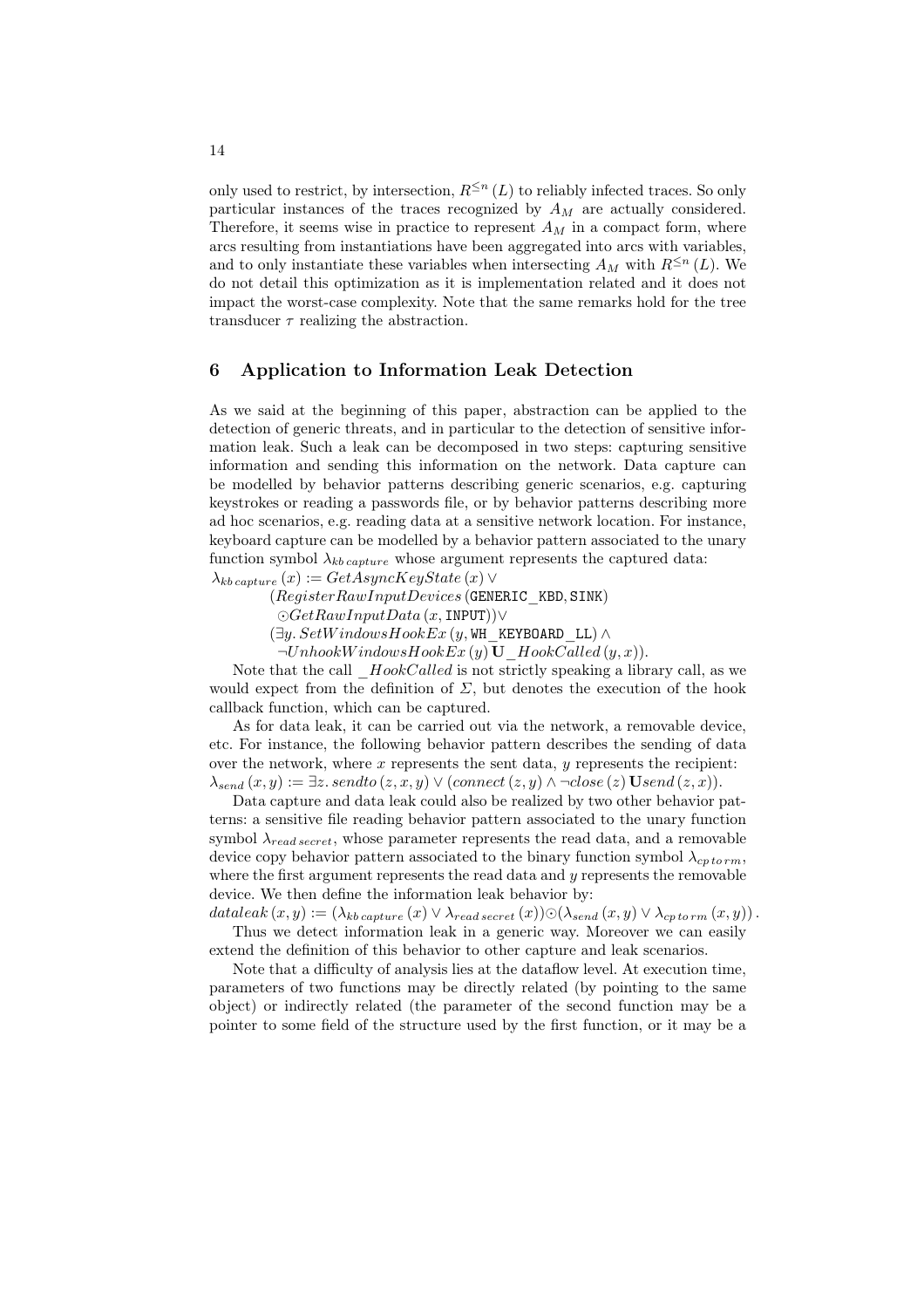only used to restrict, by intersection, $R^{\leq n}(L)$ to reliably infected traces. So only particular instances of the traces recognized by $A_M$ are actually considered. Therefore, it seems wise in practice to represent $A_M$ in a compact form, where arcs resulting from instantiations have been aggregated into arcs with variables, and to only instantiate these variables when intersecting $A_M$ with $R^{\leq n}(L)$. We do not detail this optimization as it is implementation related and it does not impact the worst-case complexity. Note that the same remarks hold for the tree transducer $\tau$ realizing the abstraction.

## 6 Application to Information Leak Detection

As we said at the beginning of this paper, abstraction can be applied to the detection of generic threats, and in particular to the detection of sensitive information leak. Such a leak can be decomposed in two steps: capturing sensitive information and sending this information on the network. Data capture can be modelled by behavior patterns describing generic scenarios, e.g. capturing keystrokes or reading a passwords file, or by behavior patterns describing more ad hoc scenarios, e.g. reading data at a sensitive network location. For instance, keyboard capture can be modelled by a behavior pattern associated to the unary function symbol $\lambda_{kb\,capture}$ whose argument represents the captured data:

$$\begin{aligned}
\lambda_{kb\,capture}(x) := & \; GetAsyncKeyState(x) \vee \\
& (RegisterRawInputDevices(\texttt{GENERIC\_KBD}, \texttt{SINK}) \\
& \odot GetRawInputData(x, \texttt{INPUT})) \vee \\
& (\exists y.\, SetWindowsHookEx(y, \texttt{WH\_KEYBOARD\_LL}) \wedge \\
& \neg UnhookWindowsHookEx(y)\, \mathbf{U}\, \_HookCalled(y, x)).
\end{aligned}$$

Note that the call $\_HookCalled$ is not strictly speaking a library call, as we would expect from the definition of $\Sigma$, but denotes the execution of the hook callback function, which can be captured.

As for data leak, it can be carried out via the network, a removable device, etc. For instance, the following behavior pattern describes the sending of data over the network, where $x$ represents the sent data, $y$ represents the recipient:

$$\lambda_{send}(x, y) := \exists z.\, sendto(z, x, y) \vee (connect(z, y) \wedge \neg close(z)\, \mathbf{U} send(z, x)).$$

Data capture and data leak could also be realized by two other behavior patterns: a sensitive file reading behavior pattern associated to the unary function symbol $\lambda_{read\,secret}$, whose parameter represents the read data, and a removable device copy behavior pattern associated to the binary function symbol $\lambda_{cp\,to\,rm}$, where the first argument represents the read data and $y$ represents the removable device. We then define the information leak behavior by:

$$dataleak(x, y) := (\lambda_{kb\,capture}(x) \vee \lambda_{read\,secret}(x)) \odot (\lambda_{send}(x, y) \vee \lambda_{cp\,to\,rm}(x, y)).$$

Thus we detect information leak in a generic way. Moreover we can easily extend the definition of this behavior to other capture and leak scenarios.

Note that a difficulty of analysis lies at the dataflow level. At execution time, parameters of two functions may be directly related (by pointing to the same object) or indirectly related (the parameter of the second function may be a pointer to some field of the structure used by the first function, or it may be a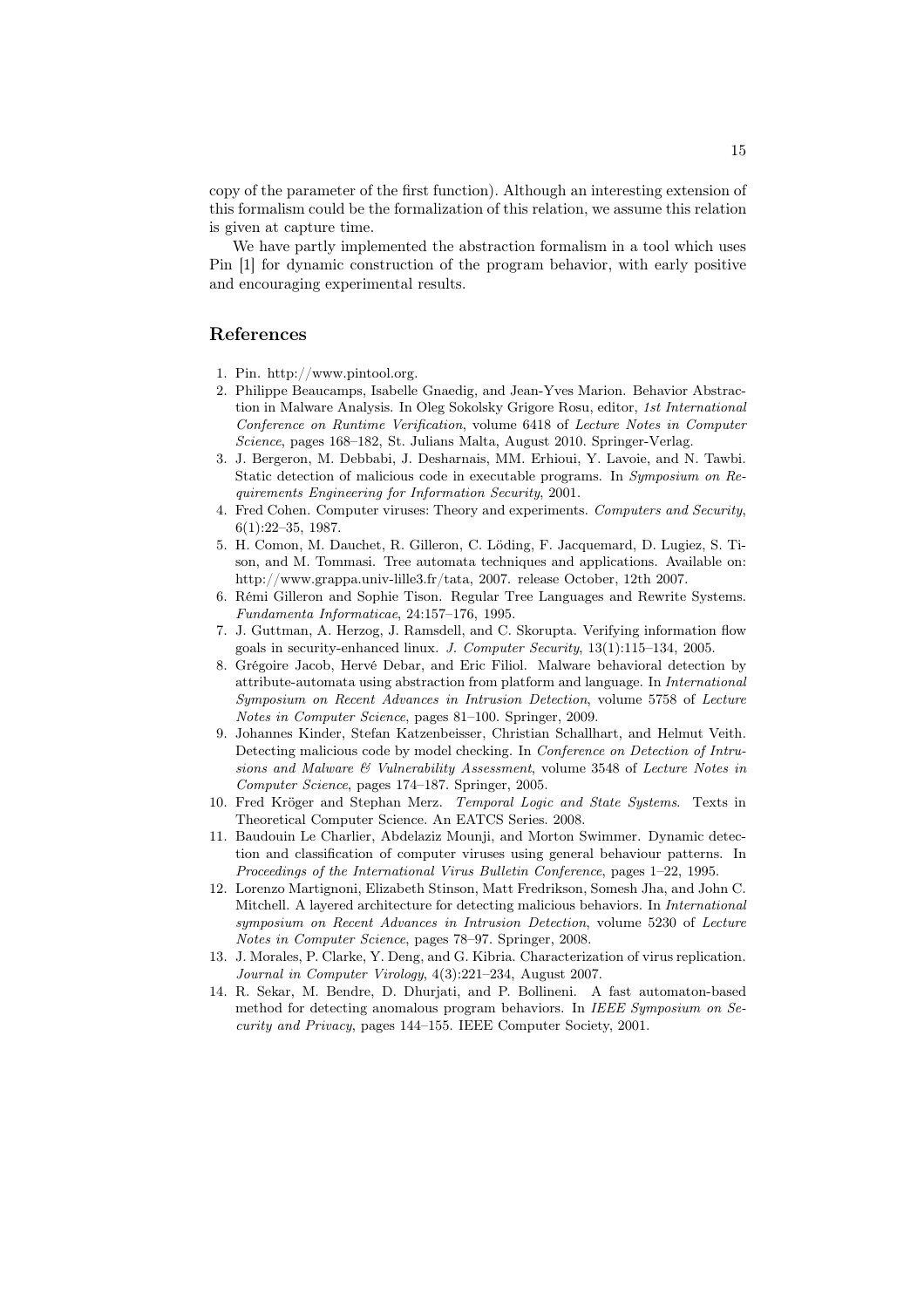copy of the parameter of the first function). Although an interesting extension of this formalism could be the formalization of this relation, we assume this relation is given at capture time.

We have partly implemented the abstraction formalism in a tool which uses Pin [1] for dynamic construction of the program behavior, with early positive and encouraging experimental results.

## References

1. Pin. http://www.pintool.org.
2. Philippe Beaucamps, Isabelle Gnaedig, and Jean-Yves Marion. Behavior Abstraction in Malware Analysis. In Oleg Sokolsky Grigore Rosu, editor, *1st International Conference on Runtime Verification*, volume 6418 of *Lecture Notes in Computer Science*, pages 168–182, St. Julians Malta, August 2010. Springer-Verlag.
3. J. Bergeron, M. Debbabi, J. Desharnais, MM. Erhioui, Y. Lavoie, and N. Tawbi. Static detection of malicious code in executable programs. In *Symposium on Requirements Engineering for Information Security*, 2001.
4. Fred Cohen. Computer viruses: Theory and experiments. *Computers and Security*, 6(1):22–35, 1987.
5. H. Comon, M. Dauchet, R. Gilleron, C. Löding, F. Jacquemard, D. Lugiez, S. Tison, and M. Tommasi. Tree automata techniques and applications. Available on: http://www.grappa.univ-lille3.fr/tata, 2007. release October, 12th 2007.
6. Rémi Gilleron and Sophie Tison. Regular Tree Languages and Rewrite Systems. *Fundamenta Informaticae*, 24:157–176, 1995.
7. J. Guttman, A. Herzog, J. Ramsdell, and C. Skorupta. Verifying information flow goals in security-enhanced linux. *J. Computer Security*, 13(1):115–134, 2005.
8. Grégoire Jacob, Hervé Debar, and Eric Filiol. Malware behavioral detection by attribute-automata using abstraction from platform and language. In *International Symposium on Recent Advances in Intrusion Detection*, volume 5758 of *Lecture Notes in Computer Science*, pages 81–100. Springer, 2009.
9. Johannes Kinder, Stefan Katzenbeisser, Christian Schallhart, and Helmut Veith. Detecting malicious code by model checking. In *Conference on Detection of Intrusions and Malware & Vulnerability Assessment*, volume 3548 of *Lecture Notes in Computer Science*, pages 174–187. Springer, 2005.
10. Fred Kröger and Stephan Merz. *Temporal Logic and State Systems*. Texts in Theoretical Computer Science. An EATCS Series. 2008.
11. Baudouin Le Charlier, Abdelaziz Mounji, and Morton Swimmer. Dynamic detection and classification of computer viruses using general behaviour patterns. In *Proceedings of the International Virus Bulletin Conference*, pages 1–22, 1995.
12. Lorenzo Martignoni, Elizabeth Stinson, Matt Fredrikson, Somesh Jha, and John C. Mitchell. A layered architecture for detecting malicious behaviors. In *International symposium on Recent Advances in Intrusion Detection*, volume 5230 of *Lecture Notes in Computer Science*, pages 78–97. Springer, 2008.
13. J. Morales, P. Clarke, Y. Deng, and G. Kibria. Characterization of virus replication. *Journal in Computer Virology*, 4(3):221–234, August 2007.
14. R. Sekar, M. Bendre, D. Dhurjati, and P. Bollineni. A fast automaton-based method for detecting anomalous program behaviors. In *IEEE Symposium on Security and Privacy*, pages 144–155. IEEE Computer Society, 2001.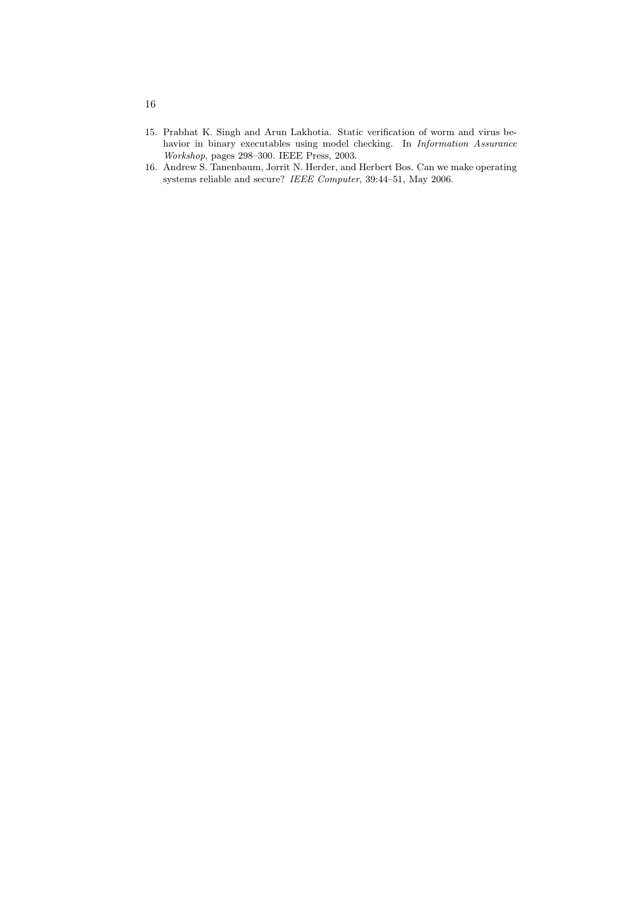15. Prabhat K. Singh and Arun Lakhotia. Static verification of worm and virus behavior in binary executables using model checking. In *Information Assurance Workshop*, pages 298–300. IEEE Press, 2003.
16. Andrew S. Tanenbaum, Jorrit N. Herder, and Herbert Bos. Can we make operating systems reliable and secure? *IEEE Computer*, 39:44–51, May 2006.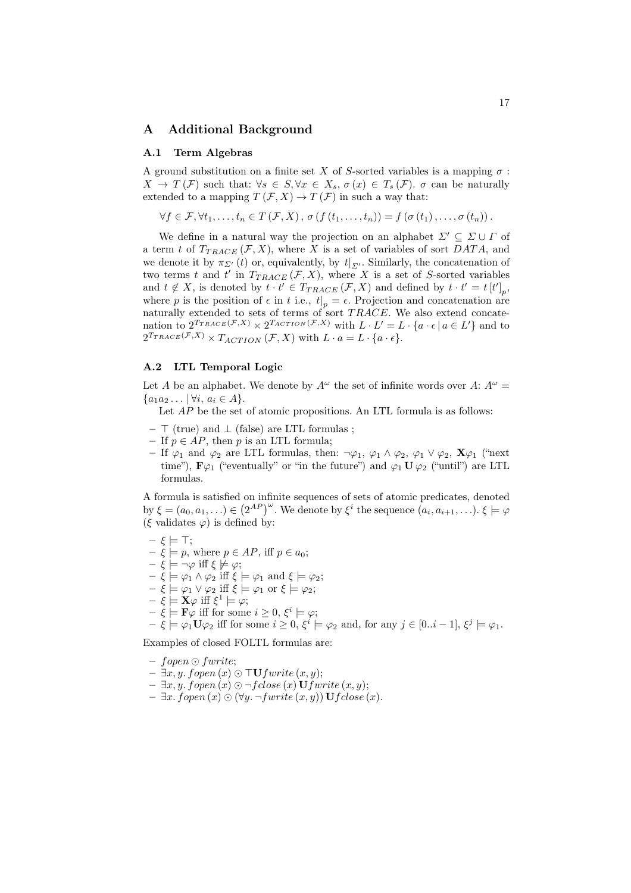## A Additional Background

### A.1 Term Algebras

A ground substitution on a finite set $X$ of $S$-sorted variables is a mapping $\sigma : X \to T(\mathcal{F})$ such that: $\forall s \in S, \forall x \in X_s, \sigma(x) \in T_s(\mathcal{F})$. $\sigma$ can be naturally extended to a mapping $T(\mathcal{F}, X) \to T(\mathcal{F})$ in such a way that:

$$\forall f \in \mathcal{F}, \forall t_1, \ldots, t_n \in T(\mathcal{F}, X), \sigma(f(t_1, \ldots, t_n)) = f(\sigma(t_1), \ldots, \sigma(t_n)).$$

We define in a natural way the projection on an alphabet $\Sigma' \subseteq \Sigma \cup \Gamma$ of a term $t$ of $T_{TRACE}(\mathcal{F}, X)$, where $X$ is a set of variables of sort $DATA$, and we denote it by $\pi_{\Sigma'}(t)$ or, equivalently, by $t|_{\Sigma'}$. Similarly, the concatenation of two terms $t$ and $t'$ in $T_{TRACE}(\mathcal{F}, X)$, where $X$ is a set of $S$-sorted variables and $t \notin X$, is denoted by $t \cdot t' \in T_{TRACE}(\mathcal{F}, X)$ and defined by $t \cdot t' = t[t']_p$, where $p$ is the position of $\epsilon$ in $t$ i.e., $t|_p = \epsilon$. Projection and concatenation are naturally extended to sets of terms of sort $TRACE$. We also extend concatenation to $2^{T_{TRACE}(\mathcal{F},X)} \times 2^{T_{ACTION}(\mathcal{F},X)}$ with $L \cdot L' = L \cdot \{a \cdot \epsilon \mid a \in L'\}$ and to $2^{T_{TRACE}(\mathcal{F},X)} \times T_{ACTION}(\mathcal{F}, X)$ with $L \cdot a = L \cdot \{a \cdot \epsilon\}$.

### A.2 LTL Temporal Logic

Let $A$ be an alphabet. We denote by $A^\omega$ the set of infinite words over $A$: $A^\omega = \{a_1 a_2 \ldots \mid \forall i, a_i \in A\}$.

Let $AP$ be the set of atomic propositions. An LTL formula is as follows:

- $\top$ (true) and $\bot$ (false) are LTL formulas ;
- If $p \in AP$, then $p$ is an LTL formula;
- If $\varphi_1$ and $\varphi_2$ are LTL formulas, then: $\neg\varphi_1$, $\varphi_1 \wedge \varphi_2$, $\varphi_1 \vee \varphi_2$, $\mathbf{X}\varphi_1$ ("next time"), $\mathbf{F}\varphi_1$ ("eventually" or "in the future") and $\varphi_1 \,\mathbf{U}\, \varphi_2$ ("until") are LTL formulas.

A formula is satisfied on infinite sequences of sets of atomic predicates, denoted by $\xi = (a_0, a_1, \ldots) \in \left(2^{AP}\right)^\omega$. We denote by $\xi^i$ the sequence $(a_i, a_{i+1}, \ldots)$. $\xi \models \varphi$ ($\xi$ validates $\varphi$) is defined by:

- $\xi \models \top$;
- $\xi \models p$, where $p \in AP$, iff $p \in a_0$;
- $\xi \models \neg\varphi$ iff $\xi \not\models \varphi$;
- $\xi \models \varphi_1 \wedge \varphi_2$ iff $\xi \models \varphi_1$ and $\xi \models \varphi_2$;
- $\xi \models \varphi_1 \vee \varphi_2$ iff $\xi \models \varphi_1$ or $\xi \models \varphi_2$;
- $\xi \models \mathbf{X}\varphi$ iff $\xi^1 \models \varphi$;
- $\xi \models \mathbf{F}\varphi$ iff for some $i \geq 0$, $\xi^i \models \varphi$;
- $\xi \models \varphi_1 \mathbf{U} \varphi_2$ iff for some $i \geq 0$, $\xi^i \models \varphi_2$ and, for any $j \in [0..i-1]$, $\xi^j \models \varphi_1$.

Examples of closed FOLTL formulas are:

- $fopen \odot fwrite$;
- $\exists x, y.\, fopen(x) \odot \top \mathbf{U} fwrite(x, y)$;
- $\exists x, y.\, fopen(x) \odot \neg fclose(x) \,\mathbf{U} fwrite(x, y)$;
- $\exists x.\, fopen(x) \odot (\forall y.\, \neg fwrite(x, y)) \,\mathbf{U} fclose(x)$.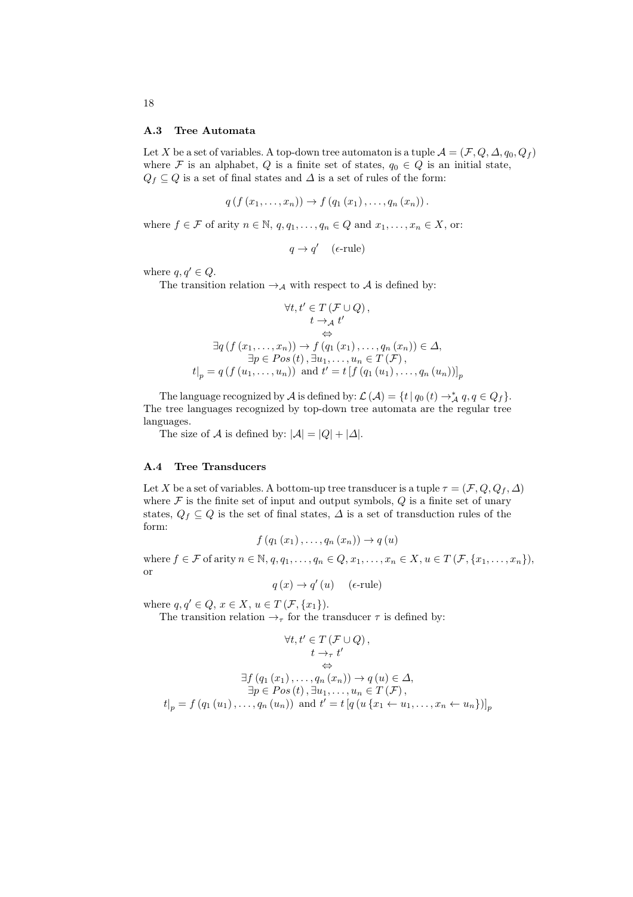### A.3 Tree Automata

Let $X$ be a set of variables. A top-down tree automaton is a tuple $\mathcal{A} = (\mathcal{F}, Q, \Delta, q_0, Q_f)$ where $\mathcal{F}$ is an alphabet, $Q$ is a finite set of states, $q_0 \in Q$ is an initial state, $Q_f \subseteq Q$ is a set of final states and $\Delta$ is a set of rules of the form:

$$q\left(f\left(x_1, \ldots, x_n\right)\right) \rightarrow f\left(q_1\left(x_1\right), \ldots, q_n\left(x_n\right)\right).$$

where $f \in \mathcal{F}$ of arity $n \in \mathbb{N}$, $q, q_1, \ldots, q_n \in Q$ and $x_1, \ldots, x_n \in X$, or:

$$q \rightarrow q' \quad (\epsilon\text{-rule})$$

where $q, q' \in Q$.

The transition relation $\rightarrow_{\mathcal{A}}$ with respect to $\mathcal{A}$ is defined by:

$$\begin{gathered}
\forall t, t' \in T\left(\mathcal{F} \cup Q\right), \\
t \rightarrow_{\mathcal{A}} t' \\
\Leftrightarrow \\
\exists q\left(f\left(x_1, \ldots, x_n\right)\right) \rightarrow f\left(q_1\left(x_1\right), \ldots, q_n\left(x_n\right)\right) \in \Delta, \\
\exists p \in Pos\left(t\right), \exists u_1, \ldots, u_n \in T\left(\mathcal{F}\right), \\
t|_p = q\left(f\left(u_1, \ldots, u_n\right)\right) \text{ and } t' = t\left[f\left(q_1\left(u_1\right), \ldots, q_n\left(u_n\right)\right)\right]_p
\end{gathered}$$

The language recognized by $\mathcal{A}$ is defined by: $\mathcal{L}\left(\mathcal{A}\right) = \{t \mid q_0\left(t\right) \rightarrow^*_{\mathcal{A}} q, q \in Q_f\}$. The tree languages recognized by top-down tree automata are the regular tree languages.

The size of $\mathcal{A}$ is defined by: $|\mathcal{A}| = |Q| + |\Delta|$.

### A.4 Tree Transducers

Let $X$ be a set of variables. A bottom-up tree transducer is a tuple $\tau = (\mathcal{F}, Q, Q_f, \Delta)$ where $\mathcal{F}$ is the finite set of input and output symbols, $Q$ is a finite set of unary states, $Q_f \subseteq Q$ is the set of final states, $\Delta$ is a set of transduction rules of the form:

$$f\left(q_1\left(x_1\right), \ldots, q_n\left(x_n\right)\right) \rightarrow q\left(u\right)$$

where $f \in \mathcal{F}$ of arity $n \in \mathbb{N}$, $q, q_1, \ldots, q_n \in Q$, $x_1, \ldots, x_n \in X$, $u \in T\left(\mathcal{F}, \{x_1, \ldots, x_n\}\right)$, or

$$q\left(x\right) \rightarrow q'\left(u\right) \quad (\epsilon\text{-rule})$$

where $q, q' \in Q$, $x \in X$, $u \in T\left(\mathcal{F}, \{x_1\}\right)$.

The transition relation $\rightarrow_{\tau}$ for the transducer $\tau$ is defined by:

$$\begin{gathered}
\forall t, t' \in T\left(\mathcal{F} \cup Q\right), \\
t \rightarrow_{\tau} t' \\
\Leftrightarrow \\
\exists f\left(q_1\left(x_1\right), \ldots, q_n\left(x_n\right)\right) \rightarrow q\left(u\right) \in \Delta, \\
\exists p \in Pos\left(t\right), \exists u_1, \ldots, u_n \in T\left(\mathcal{F}\right), \\
t|_p = f\left(q_1\left(u_1\right), \ldots, q_n\left(u_n\right)\right) \text{ and } t' = t\left[q\left(u\left\{x_1 \leftarrow u_1, \ldots, x_n \leftarrow u_n\right\}\right)\right]_p
\end{gathered}$$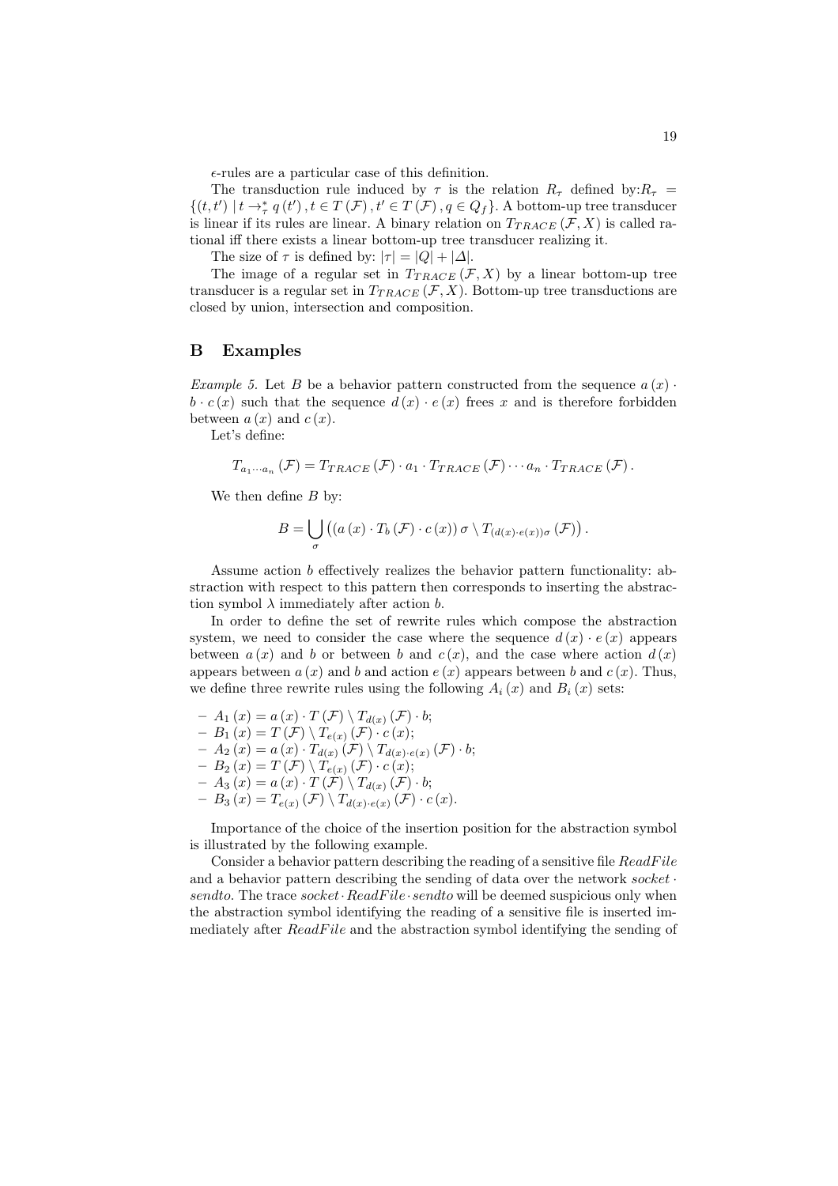$\epsilon$-rules are a particular case of this definition.

The transduction rule induced by $\tau$ is the relation $R_\tau$ defined by:$R_\tau = \{(t,t') \mid t \rightarrow^*_\tau q(t'), t \in T(\mathcal{F}), t' \in T(\mathcal{F}), q \in Q_f\}$. A bottom-up tree transducer is linear if its rules are linear. A binary relation on $T_{TRACE}(\mathcal{F}, X)$ is called rational iff there exists a linear bottom-up tree transducer realizing it.

The size of $\tau$ is defined by: $|\tau| = |Q| + |\Delta|$.

The image of a regular set in $T_{TRACE}(\mathcal{F}, X)$ by a linear bottom-up tree transducer is a regular set in $T_{TRACE}(\mathcal{F}, X)$. Bottom-up tree transductions are closed by union, intersection and composition.

## B Examples

*Example 5.* Let $B$ be a behavior pattern constructed from the sequence $a(x) \cdot b \cdot c(x)$ such that the sequence $d(x) \cdot e(x)$ frees $x$ and is therefore forbidden between $a(x)$ and $c(x)$.

Let's define:

$$T_{a_1 \cdots a_n}(\mathcal{F}) = T_{TRACE}(\mathcal{F}) \cdot a_1 \cdot T_{TRACE}(\mathcal{F}) \cdots a_n \cdot T_{TRACE}(\mathcal{F}).$$

We then define $B$ by:

$$B = \bigcup_{\sigma} \left( (a(x) \cdot T_b(\mathcal{F}) \cdot c(x))\, \sigma \setminus T_{(d(x) \cdot e(x))\sigma}(\mathcal{F}) \right).$$

Assume action $b$ effectively realizes the behavior pattern functionality: abstraction with respect to this pattern then corresponds to inserting the abstraction symbol $\lambda$ immediately after action $b$.

In order to define the set of rewrite rules which compose the abstraction system, we need to consider the case where the sequence $d(x) \cdot e(x)$ appears between $a(x)$ and $b$ or between $b$ and $c(x)$, and the case where action $d(x)$ appears between $a(x)$ and $b$ and action $e(x)$ appears between $b$ and $c(x)$. Thus, we define three rewrite rules using the following $A_i(x)$ and $B_i(x)$ sets:

- $A_1(x) = a(x) \cdot T(\mathcal{F}) \setminus T_{d(x)}(\mathcal{F}) \cdot b$;
- $B_1(x) = T(\mathcal{F}) \setminus T_{e(x)}(\mathcal{F}) \cdot c(x)$;
- $A_2(x) = a(x) \cdot T_{d(x)}(\mathcal{F}) \setminus T_{d(x) \cdot e(x)}(\mathcal{F}) \cdot b$;
- $B_2(x) = T(\mathcal{F}) \setminus T_{e(x)}(\mathcal{F}) \cdot c(x)$;
- $A_3(x) = a(x) \cdot T(\mathcal{F}) \setminus T_{d(x)}(\mathcal{F}) \cdot b$;
- $B_3(x) = T_{e(x)}(\mathcal{F}) \setminus T_{d(x) \cdot e(x)}(\mathcal{F}) \cdot c(x)$.

Importance of the choice of the insertion position for the abstraction symbol is illustrated by the following example.

Consider a behavior pattern describing the reading of a sensitive file $ReadFile$ and a behavior pattern describing the sending of data over the network $socket \cdot sendto$. The trace $socket \cdot ReadFile \cdot sendto$ will be deemed suspicious only when the abstraction symbol identifying the reading of a sensitive file is inserted immediately after $ReadFile$ and the abstraction symbol identifying the sending of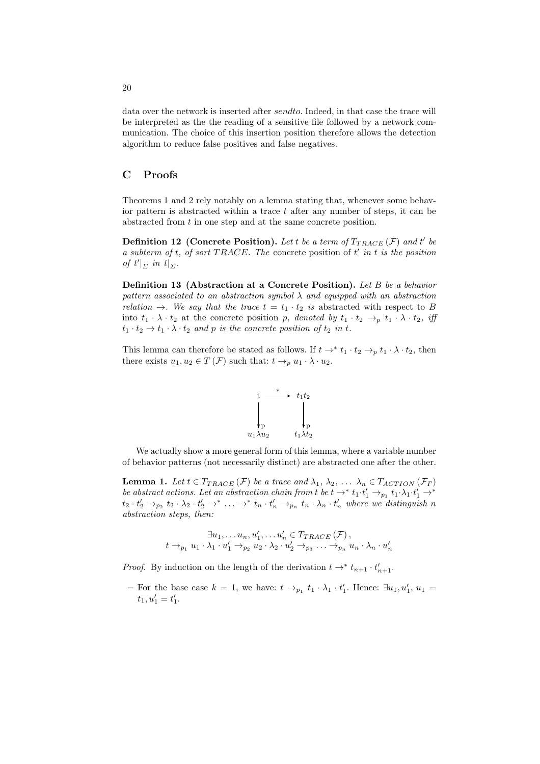data over the network is inserted after *sendto*. Indeed, in that case the trace will be interpreted as the the reading of a sensitive file followed by a network communication. The choice of this insertion position therefore allows the detection algorithm to reduce false positives and false negatives.

## C Proofs

Theorems 1 and 2 rely notably on a lemma stating that, whenever some behavior pattern is abstracted within a trace $t$ after any number of steps, it can be abstracted from $t$ in one step and at the same concrete position.

**Definition 12 (Concrete Position).** *Let $t$ be a term of $T_{TRACE}(\mathcal{F})$ and $t'$ be a subterm of $t$, of sort $TRACE$. The* concrete position *of $t'$ in $t$ is the position of $t'|_{\Sigma}$ in $t|_{\Sigma}$.*

**Definition 13 (Abstraction at a Concrete Position).** *Let $B$ be a behavior pattern associated to an abstraction symbol $\lambda$ and equipped with an abstraction relation $\rightarrow$. We say that the trace $t = t_1 \cdot t_2$ is* abstracted *with respect to $B$ into $t_1 \cdot \lambda \cdot t_2$* at the concrete position *$p$, denoted by $t_1 \cdot t_2 \rightarrow_p t_1 \cdot \lambda \cdot t_2$, iff $t_1 \cdot t_2 \rightarrow t_1 \cdot \lambda \cdot t_2$ and $p$ is the concrete position of $t_2$ in $t$.*

This lemma can therefore be stated as follows. If $t \rightarrow^* t_1 \cdot t_2 \rightarrow_p t_1 \cdot \lambda \cdot t_2$, then there exists $u_1, u_2 \in T(\mathcal{F})$ such that: $t \rightarrow_p u_1 \cdot \lambda \cdot u_2$.

$$\begin{array}{ccc} t & \xrightarrow{\;*\;} & t_1 t_2 \\ \downarrow p & & \downarrow p \\ u_1 \lambda u_2 & & t_1 \lambda t_2 \end{array}$$

We actually show a more general form of this lemma, where a variable number of behavior patterns (not necessarily distinct) are abstracted one after the other.

**Lemma 1.** *Let $t \in T_{TRACE}(\mathcal{F})$ be a trace and $\lambda_1, \lambda_2, \ldots \lambda_n \in T_{ACTION}(\mathcal{F}_{\Gamma})$ be abstract actions. Let an abstraction chain from $t$ be $t \rightarrow^* t_1 \cdot t'_1 \rightarrow_{p_1} t_1 \cdot \lambda_1 \cdot t'_1 \rightarrow^* t_2 \cdot t'_2 \rightarrow_{p_2} t_2 \cdot \lambda_2 \cdot t'_2 \rightarrow^* \ldots \rightarrow^* t_n \cdot t'_n \rightarrow_{p_n} t_n \cdot \lambda_n \cdot t'_n$ where we distinguish $n$ abstraction steps, then:*

$$\exists u_1, \ldots u_n, u'_1, \ldots u'_n \in T_{TRACE}(\mathcal{F}),$$
$$t \rightarrow_{p_1} u_1 \cdot \lambda_1 \cdot u'_1 \rightarrow_{p_2} u_2 \cdot \lambda_2 \cdot u'_2 \rightarrow_{p_3} \ldots \rightarrow_{p_n} u_n \cdot \lambda_n \cdot u'_n$$

*Proof.* By induction on the length of the derivation $t \rightarrow^* t_{n+1} \cdot t'_{n+1}$.

- For the base case $k = 1$, we have: $t \rightarrow_{p_1} t_1 \cdot \lambda_1 \cdot t'_1$. Hence: $\exists u_1, u'_1, u_1 = t_1, u'_1 = t'_1$.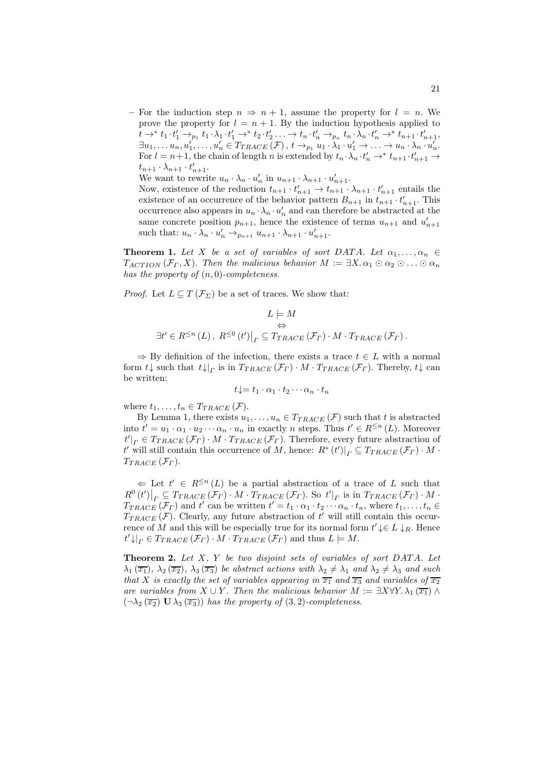– For the induction step $n \Rightarrow n+1$, assume the property for $l = n$. We prove the property for $l = n+1$. By the induction hypothesis applied to $t \to^* t_1 \cdot t'_1 \to_{p_1} t_1 \cdot \lambda_1 \cdot t'_1 \to^* t_2 \cdot t'_2 \ldots \to t_n \cdot t'_n \to_{p_n} t_n \cdot \lambda_n \cdot t'_n \to^* t_{n+1} \cdot t'_{n+1}$, $\exists u_1, \ldots u_n, u'_1, \ldots, u'_n \in T_{TRACE}(\mathcal{F})\,,\, t \to_{p_1} u_1 \cdot \lambda_1 \cdot u'_1 \to \ldots \to u_n \cdot \lambda_n \cdot u'_n$. For $l = n+1$, the chain of length $n$ is extended by $t_n \cdot \lambda_n \cdot t'_n \to^* t_{n+1} \cdot t'_{n+1} \to t_{n+1} \cdot \lambda_{n+1} \cdot t'_{n+1}$.

  We want to rewrite $u_n \cdot \lambda_n \cdot u'_n$ in $u_{n+1} \cdot \lambda_{n+1} \cdot u'_{n+1}$.

  Now, existence of the reduction $t_{n+1} \cdot t'_{n+1} \to t_{n+1} \cdot \lambda_{n+1} \cdot t'_{n+1}$ entails the existence of an occurrence of the behavior pattern $B_{n+1}$ in $t_{n+1} \cdot t'_{n+1}$. This occurrence also appears in $u_n \cdot \lambda_n \cdot u'_n$ and can therefore be abstracted at the same concrete position $p_{n+1}$, hence the existence of terms $u_{n+1}$ and $u'_{n+1}$ such that: $u_n \cdot \lambda_n \cdot u'_n \to_{p_{n+1}} u_{n+1} \cdot \lambda_{n+1} \cdot u'_{n+1}$.

**Theorem 1.** *Let $X$ be a set of variables of sort DATA. Let $\alpha_1, \ldots, \alpha_n \in T_{ACTION}(\mathcal{F}_\Gamma, X)$. Then the malicious behavior $M := \exists X.\, \alpha_1 \odot \alpha_2 \odot \ldots \odot \alpha_n$ has the property of $(n,0)$-completeness.*

*Proof.* Let $L \subseteq T(\mathcal{F}_\Sigma)$ be a set of traces. We show that:

$$L \models M$$
$$\Leftrightarrow$$
$$\exists t' \in R^{\leq n}(L)\,,\; R^{\leq 0}(t')\big|_\Gamma \subseteq T_{TRACE}(\mathcal{F}_\Gamma) \cdot M \cdot T_{TRACE}(\mathcal{F}_\Gamma)\,.$$

$\Rightarrow$ By definition of the infection, there exists a trace $t \in L$ with a normal form $t\!\downarrow$ such that $t\!\downarrow\!|_\Gamma$ is in $T_{TRACE}(\mathcal{F}_\Gamma) \cdot M \cdot T_{TRACE}(\mathcal{F}_\Gamma)$. Thereby, $t\!\downarrow$ can be written:

$$t\!\downarrow = t_1 \cdot \alpha_1 \cdot t_2 \cdots \alpha_n \cdot t_n$$

where $t_1, \ldots, t_n \in T_{TRACE}(\mathcal{F})$.

By Lemma 1, there exists $u_1, \ldots, u_n \in T_{TRACE}(\mathcal{F})$ such that $t$ is abstracted into $t' = u_1 \cdot \alpha_1 \cdot u_2 \cdots \alpha_n \cdot u_n$ in exactly $n$ steps. Thus $t' \in R^{\leq n}(L)$. Moreover $t'|_\Gamma \in T_{TRACE}(\mathcal{F}_\Gamma) \cdot M \cdot T_{TRACE}(\mathcal{F}_\Gamma)$. Therefore, every future abstraction of $t'$ will still contain this occurrence of $M$, hence: $R^*(t')|_\Gamma \subseteq T_{TRACE}(\mathcal{F}_\Gamma) \cdot M \cdot T_{TRACE}(\mathcal{F}_\Gamma)$.

$\Leftarrow$ Let $t' \in R^{\leq n}(L)$ be a partial abstraction of a trace of $L$ such that $R^0(t')\big|_\Gamma \subseteq T_{TRACE}(\mathcal{F}_\Gamma) \cdot M \cdot T_{TRACE}(\mathcal{F}_\Gamma)$. So $t'|_\Gamma$ is in $T_{TRACE}(\mathcal{F}_\Gamma) \cdot M \cdot T_{TRACE}(\mathcal{F}_\Gamma)$ and $t'$ can be written $t' = t_1 \cdot \alpha_1 \cdot t_2 \cdots \alpha_n \cdot t_n$, where $t_1, \ldots, t_n \in T_{TRACE}(\mathcal{F})$. Clearly, any future abstraction of $t'$ will still contain this occurrence of $M$ and this will be especially true for its normal form $t'\!\downarrow \in L\!\downarrow_R$. Hence $t'\!\downarrow\!|_\Gamma \in T_{TRACE}(\mathcal{F}_\Gamma) \cdot M \cdot T_{TRACE}(\mathcal{F}_\Gamma)$ and thus $L \models M$.

**Theorem 2.** *Let $X$, $Y$ be two disjoint sets of variables of sort DATA. Let $\lambda_1(\overline{x_1})$, $\lambda_2(\overline{x_2})$, $\lambda_3(\overline{x_3})$ be abstract actions with $\lambda_2 \neq \lambda_1$ and $\lambda_2 \neq \lambda_3$ and such that $X$ is exactly the set of variables appearing in $\overline{x_1}$ and $\overline{x_3}$ and variables of $\overline{x_2}$ are variables from $X \cup Y$. Then the malicious behavior $M := \exists X \forall Y.\, \lambda_1(\overline{x_1}) \wedge (\neg\lambda_2(\overline{x_2})\ \mathbf{U}\, \lambda_3(\overline{x_3}))$ has the property of $(3,2)$-completeness.*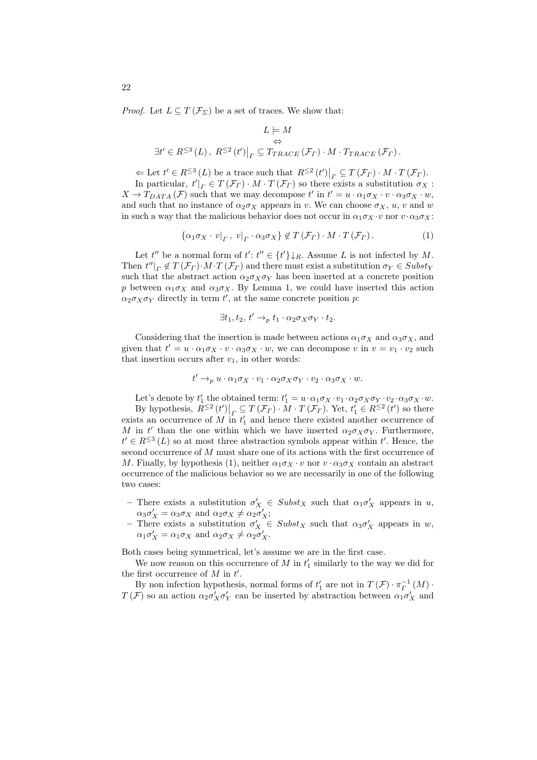*Proof.* Let $L \subseteq T(\mathcal{F}_\Sigma)$ be a set of traces. We show that:

$$L \models M$$
$$\Leftrightarrow$$
$$\exists t' \in R^{\leq 3}(L),\ R^{\leq 2}(t')\big|_\Gamma \subseteq T_{TRACE}(\mathcal{F}_\Gamma) \cdot M \cdot T_{TRACE}(\mathcal{F}_\Gamma).$$

$\Leftarrow$ Let $t' \in R^{\leq 3}(L)$ be a trace such that $R^{\leq 2}(t')\big|_\Gamma \subseteq T(\mathcal{F}_\Gamma) \cdot M \cdot T(\mathcal{F}_\Gamma)$.

In particular, $t'|_\Gamma \in T(\mathcal{F}_\Gamma) \cdot M \cdot T(\mathcal{F}_\Gamma)$ so there exists a substitution $\sigma_X : X \to T_{DATA}(\mathcal{F})$ such that we may decompose $t'$ in $t' = u \cdot \alpha_1\sigma_X \cdot v \cdot \alpha_3\sigma_X \cdot w$, and such that no instance of $\alpha_2\sigma_X$ appears in $v$. We can choose $\sigma_X$, $u$, $v$ and $w$ in such a way that the malicious behavior does not occur in $\alpha_1\sigma_X \cdot v$ nor $v \cdot \alpha_3\sigma_X$:

$$\{\alpha_1\sigma_X \cdot v|_\Gamma,\ v|_\Gamma \cdot \alpha_3\sigma_X\} \notin T(\mathcal{F}_\Gamma) \cdot M \cdot T(\mathcal{F}_\Gamma). \tag{1}$$

Let $t''$ be a normal form of $t'$: $t'' \in \{t'\}\downarrow_R$. Assume $L$ is not infected by $M$. Then $t''|_\Gamma \notin T(\mathcal{F}_\Gamma) \cdot M \cdot T(\mathcal{F}_\Gamma)$ and there must exist a substitution $\sigma_Y \in Subst_Y$ such that the abstract action $\alpha_2\sigma_X\sigma_Y$ has been inserted at a concrete position $p$ between $\alpha_1\sigma_X$ and $\alpha_3\sigma_X$. By Lemma 1, we could have inserted this action $\alpha_2\sigma_X\sigma_Y$ directly in term $t'$, at the same concrete position $p$:

$$\exists t_1, t_2,\ t' \to_p t_1 \cdot \alpha_2\sigma_X\sigma_Y \cdot t_2.$$

Considering that the insertion is made between actions $\alpha_1\sigma_X$ and $\alpha_3\sigma_X$, and given that $t' = u \cdot \alpha_1\sigma_X \cdot v \cdot \alpha_3\sigma_X \cdot w$, we can decompose $v$ in $v = v_1 \cdot v_2$ such that insertion occurs after $v_1$, in other words:

$$t' \to_p u \cdot \alpha_1\sigma_X \cdot v_1 \cdot \alpha_2\sigma_X\sigma_Y \cdot v_2 \cdot \alpha_3\sigma_X \cdot w.$$

Let's denote by $t'_1$ the obtained term: $t'_1 = u \cdot \alpha_1\sigma_X \cdot v_1 \cdot \alpha_2\sigma_X\sigma_Y \cdot v_2 \cdot \alpha_3\sigma_X \cdot w$.

By hypothesis, $R^{\leq 2}(t')\big|_\Gamma \subseteq T(\mathcal{F}_\Gamma) \cdot M \cdot T(\mathcal{F}_\Gamma)$. Yet, $t'_1 \in R^{\leq 2}(t')$ so there exists an occurrence of $M$ in $t'_1$ and hence there existed another occurrence of $M$ in $t'$ than the one within which we have inserted $\alpha_2\sigma_X\sigma_Y$. Furthermore, $t' \in R^{\leq 3}(L)$ so at most three abstraction symbols appear within $t'$. Hence, the second occurrence of $M$ must share one of its actions with the first occurrence of $M$. Finally, by hypothesis (1), neither $\alpha_1\sigma_X \cdot v$ nor $v \cdot \alpha_3\sigma_X$ contain an abstract occurrence of the malicious behavior so we are necessarily in one of the following two cases:

- There exists a substitution $\sigma'_X \in Subst_X$ such that $\alpha_1\sigma'_X$ appears in $u$, $\alpha_3\sigma'_X = \alpha_3\sigma_X$ and $\alpha_2\sigma_X \neq \alpha_2\sigma'_X$;
- There exists a substitution $\sigma'_X \in Subst_X$ such that $\alpha_3\sigma'_X$ appears in $w$, $\alpha_1\sigma'_X = \alpha_1\sigma_X$ and $\alpha_2\sigma_X \neq \alpha_2\sigma'_X$.

Both cases being symmetrical, let's assume we are in the first case.

We now reason on this occurrence of $M$ in $t'_1$ similarly to the way we did for the first occurrence of $M$ in $t'$.

By non infection hypothesis, normal forms of $t'_1$ are not in $T(\mathcal{F}) \cdot \pi_\Gamma^{-1}(M) \cdot T(\mathcal{F})$ so an action $\alpha_2\sigma'_X\sigma'_Y$ can be inserted by abstraction between $\alpha_1\sigma'_X$ and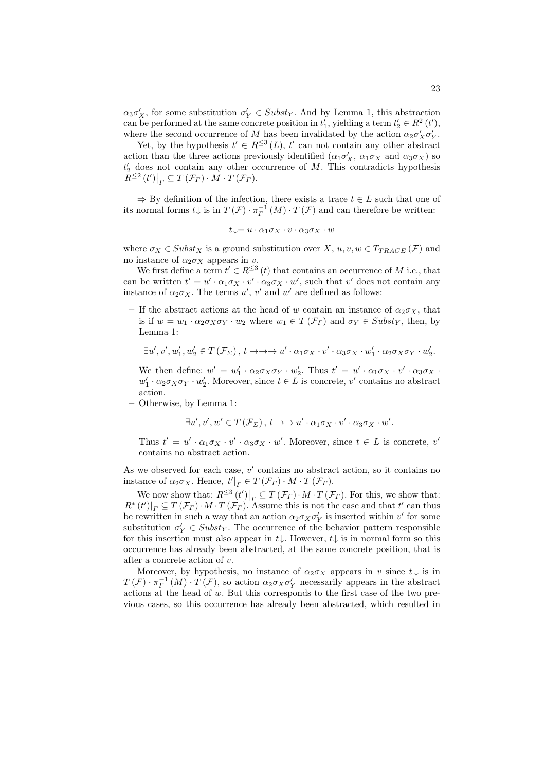$\alpha_3\sigma'_X$, for some substitution $\sigma'_Y \in Subst_Y$. And by Lemma 1, this abstraction can be performed at the same concrete position in $t'_1$, yielding a term $t'_2 \in R^2(t')$, where the second occurrence of $M$ has been invalidated by the action $\alpha_2\sigma'_X\sigma'_Y$.

Yet, by the hypothesis $t' \in R^{\leq 3}(L)$, $t'$ can not contain any other abstract action than the three actions previously identified ($\alpha_1\sigma'_X$, $\alpha_1\sigma_X$ and $\alpha_3\sigma_X$) so $t'_2$ does not contain any other occurrence of $M$. This contradicts hypothesis $R^{\leq 2}(t')\big|_\Gamma \subseteq T(\mathcal{F}_\Gamma) \cdot M \cdot T(\mathcal{F}_\Gamma)$.

$\Rightarrow$ By definition of the infection, there exists a trace $t \in L$ such that one of its normal forms $t\downarrow$ is in $T(\mathcal{F}) \cdot \pi_\Gamma^{-1}(M) \cdot T(\mathcal{F})$ and can therefore be written:

$$t\downarrow = u \cdot \alpha_1\sigma_X \cdot v \cdot \alpha_3\sigma_X \cdot w$$

where $\sigma_X \in Subst_X$ is a ground substitution over $X$, $u, v, w \in T_{TRACE}(\mathcal{F})$ and no instance of $\alpha_2\sigma_X$ appears in $v$.

We first define a term $t' \in R^{\leq 3}(t)$ that contains an occurrence of $M$ i.e., that can be written $t' = u' \cdot \alpha_1\sigma_X \cdot v' \cdot \alpha_3\sigma_X \cdot w'$, such that $v'$ does not contain any instance of $\alpha_2\sigma_X$. The terms $u'$, $v'$ and $w'$ are defined as follows:

– If the abstract actions at the head of $w$ contain an instance of $\alpha_2\sigma_X$, that is if $w = w_1 \cdot \alpha_2\sigma_X\sigma_Y \cdot w_2$ where $w_1 \in T(\mathcal{F}_\Gamma)$ and $\sigma_Y \in Subst_Y$, then, by Lemma 1:

$$\exists u', v', w'_1, w'_2 \in T(\mathcal{F}_\Sigma),\ t \rightarrow\rightarrow\rightarrow u' \cdot \alpha_1\sigma_X \cdot v' \cdot \alpha_3\sigma_X \cdot w'_1 \cdot \alpha_2\sigma_X\sigma_Y \cdot w'_2.$$

We then define: $w' = w'_1 \cdot \alpha_2\sigma_X\sigma_Y \cdot w'_2$. Thus $t' = u' \cdot \alpha_1\sigma_X \cdot v' \cdot \alpha_3\sigma_X \cdot w'_1 \cdot \alpha_2\sigma_X\sigma_Y \cdot w'_2$. Moreover, since $t \in L$ is concrete, $v'$ contains no abstract action.

– Otherwise, by Lemma 1:

$$\exists u', v', w' \in T(\mathcal{F}_\Sigma),\ t \rightarrow\rightarrow u' \cdot \alpha_1\sigma_X \cdot v' \cdot \alpha_3\sigma_X \cdot w'.$$

Thus $t' = u' \cdot \alpha_1\sigma_X \cdot v' \cdot \alpha_3\sigma_X \cdot w'$. Moreover, since $t \in L$ is concrete, $v'$ contains no abstract action.

As we observed for each case, $v'$ contains no abstract action, so it contains no instance of $\alpha_2\sigma_X$. Hence, $t'|_\Gamma \in T(\mathcal{F}_\Gamma) \cdot M \cdot T(\mathcal{F}_\Gamma)$.

We now show that: $R^{\leq 3}(t')\big|_\Gamma \subseteq T(\mathcal{F}_\Gamma) \cdot M \cdot T(\mathcal{F}_\Gamma)$. For this, we show that: $R^*(t')|_\Gamma \subseteq T(\mathcal{F}_\Gamma) \cdot M \cdot T(\mathcal{F}_\Gamma)$. Assume this is not the case and that $t'$ can thus be rewritten in such a way that an action $\alpha_2\sigma_X\sigma'_Y$ is inserted within $v'$ for some substitution $\sigma'_Y \in Subst_Y$. The occurrence of the behavior pattern responsible for this insertion must also appear in $t\downarrow$. However, $t\downarrow$ is in normal form so this occurrence has already been abstracted, at the same concrete position, that is after a concrete action of $v$.

Moreover, by hypothesis, no instance of $\alpha_2\sigma_X$ appears in $v$ since $t\downarrow$ is in $T(\mathcal{F}) \cdot \pi_\Gamma^{-1}(M) \cdot T(\mathcal{F})$, so action $\alpha_2\sigma_X\sigma'_Y$ necessarily appears in the abstract actions at the head of $w$. But this corresponds to the first case of the two previous cases, so this occurrence has already been abstracted, which resulted in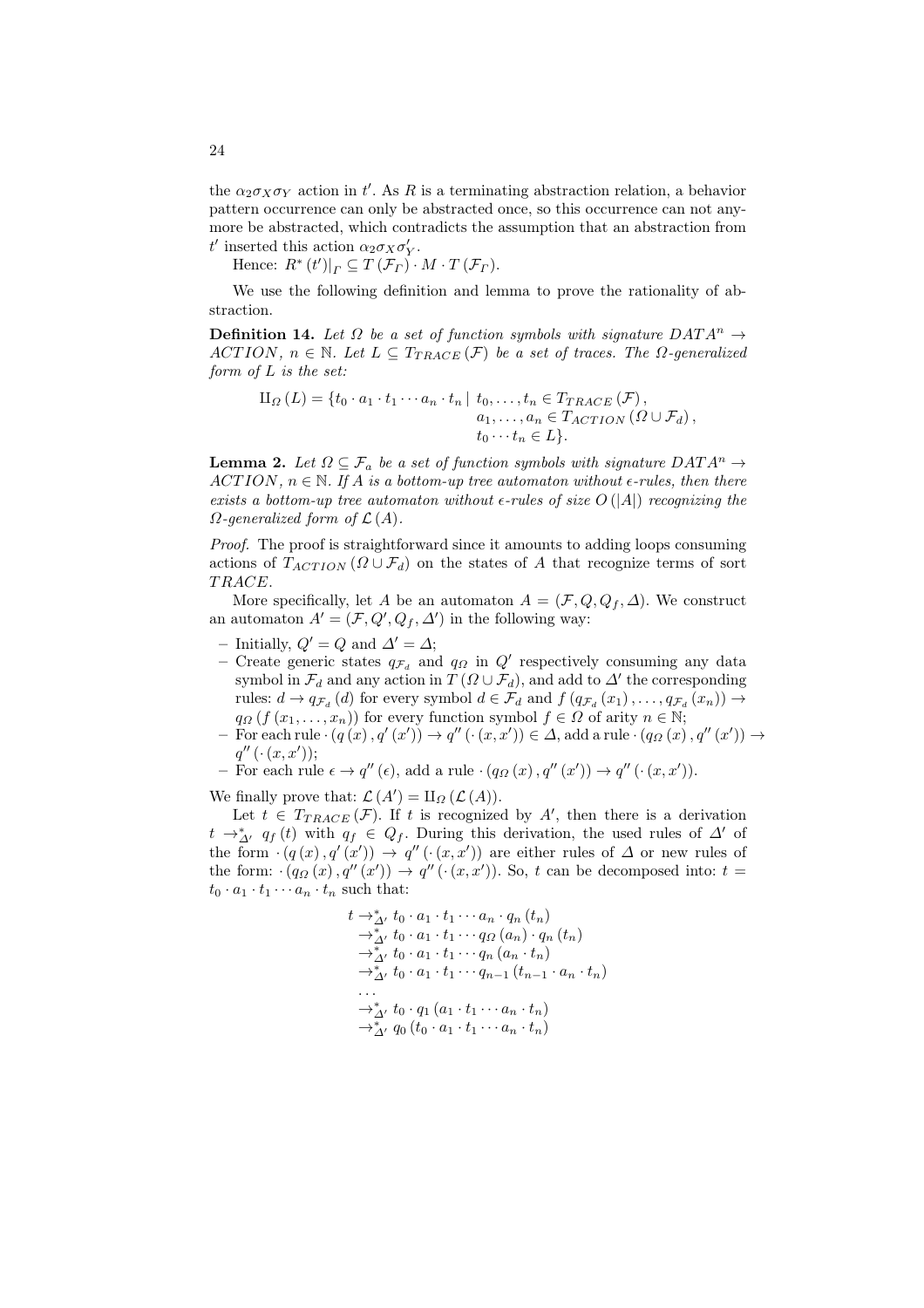the $\alpha_2\sigma_X\sigma_Y$ action in $t'$. As $R$ is a terminating abstraction relation, a behavior pattern occurrence can only be abstracted once, so this occurrence can not anymore be abstracted, which contradicts the assumption that an abstraction from $t'$ inserted this action $\alpha_2\sigma_X\sigma'_Y$.

Hence: $R^*(t')|_\Gamma \subseteq T(\mathcal{F}_\Gamma) \cdot M \cdot T(\mathcal{F}_\Gamma)$.

We use the following definition and lemma to prove the rationality of abstraction.

**Definition 14.** *Let $\Omega$ be a set of function symbols with signature $DATA^n \to ACTION$, $n \in \mathbb{N}$. Let $L \subseteq T_{TRACE}(\mathcal{F})$ be a set of traces. The $\Omega$-generalized form of $L$ is the set:*

$$\amalg_\Omega(L) = \{t_0 \cdot a_1 \cdot t_1 \cdots a_n \cdot t_n \mid t_0, \ldots, t_n \in T_{TRACE}(\mathcal{F}), \\ a_1, \ldots, a_n \in T_{ACTION}(\Omega \cup \mathcal{F}_d), \\ t_0 \cdots t_n \in L\}.$$

**Lemma 2.** *Let $\Omega \subseteq \mathcal{F}_a$ be a set of function symbols with signature $DATA^n \to ACTION$, $n \in \mathbb{N}$. If $A$ is a bottom-up tree automaton without $\epsilon$-rules, then there exists a bottom-up tree automaton without $\epsilon$-rules of size $O(|A|)$ recognizing the $\Omega$-generalized form of $\mathcal{L}(A)$.*

*Proof.* The proof is straightforward since it amounts to adding loops consuming actions of $T_{ACTION}(\Omega \cup \mathcal{F}_d)$ on the states of $A$ that recognize terms of sort $TRACE$.

More specifically, let $A$ be an automaton $A = (\mathcal{F}, Q, Q_f, \Delta)$. We construct an automaton $A' = (\mathcal{F}, Q', Q_f, \Delta')$ in the following way:

- Initially, $Q' = Q$ and $\Delta' = \Delta$;
- Create generic states $q_{\mathcal{F}_d}$ and $q_\Omega$ in $Q'$ respectively consuming any data symbol in $\mathcal{F}_d$ and any action in $T(\Omega \cup \mathcal{F}_d)$, and add to $\Delta'$ the corresponding rules: $d \to q_{\mathcal{F}_d}(d)$ for every symbol $d \in \mathcal{F}_d$ and $f(q_{\mathcal{F}_d}(x_1), \ldots, q_{\mathcal{F}_d}(x_n)) \to q_\Omega(f(x_1, \ldots, x_n))$ for every function symbol $f \in \Omega$ of arity $n \in \mathbb{N}$;
- For each rule $\cdot(q(x), q'(x')) \to q''(\cdot(x, x')) \in \Delta$, add a rule $\cdot(q_\Omega(x), q''(x')) \to q''(\cdot(x, x'))$;
- For each rule $\epsilon \to q''(\epsilon)$, add a rule $\cdot(q_\Omega(x), q''(x')) \to q''(\cdot(x, x'))$.

We finally prove that: $\mathcal{L}(A') = \amalg_\Omega(\mathcal{L}(A))$.

Let $t \in T_{TRACE}(\mathcal{F})$. If $t$ is recognized by $A'$, then there is a derivation $t \to^*_{\Delta'} q_f(t)$ with $q_f \in Q_f$. During this derivation, the used rules of $\Delta'$ of the form $\cdot(q(x), q'(x')) \to q''(\cdot(x, x'))$ are either rules of $\Delta$ or new rules of the form: $\cdot(q_\Omega(x), q''(x')) \to q''(\cdot(x, x'))$. So, $t$ can be decomposed into: $t = t_0 \cdot a_1 \cdot t_1 \cdots a_n \cdot t_n$ such that:

$$\begin{aligned}
t &\to^*_{\Delta'} t_0 \cdot a_1 \cdot t_1 \cdots a_n \cdot q_n(t_n) \\
&\to^*_{\Delta'} t_0 \cdot a_1 \cdot t_1 \cdots q_\Omega(a_n) \cdot q_n(t_n) \\
&\to^*_{\Delta'} t_0 \cdot a_1 \cdot t_1 \cdots q_n(a_n \cdot t_n) \\
&\to^*_{\Delta'} t_0 \cdot a_1 \cdot t_1 \cdots q_{n-1}(t_{n-1} \cdot a_n \cdot t_n) \\
&\ldots \\
&\to^*_{\Delta'} t_0 \cdot q_1(a_1 \cdot t_1 \cdots a_n \cdot t_n) \\
&\to^*_{\Delta'} q_0(t_0 \cdot a_1 \cdot t_1 \cdots a_n \cdot t_n)
\end{aligned}$$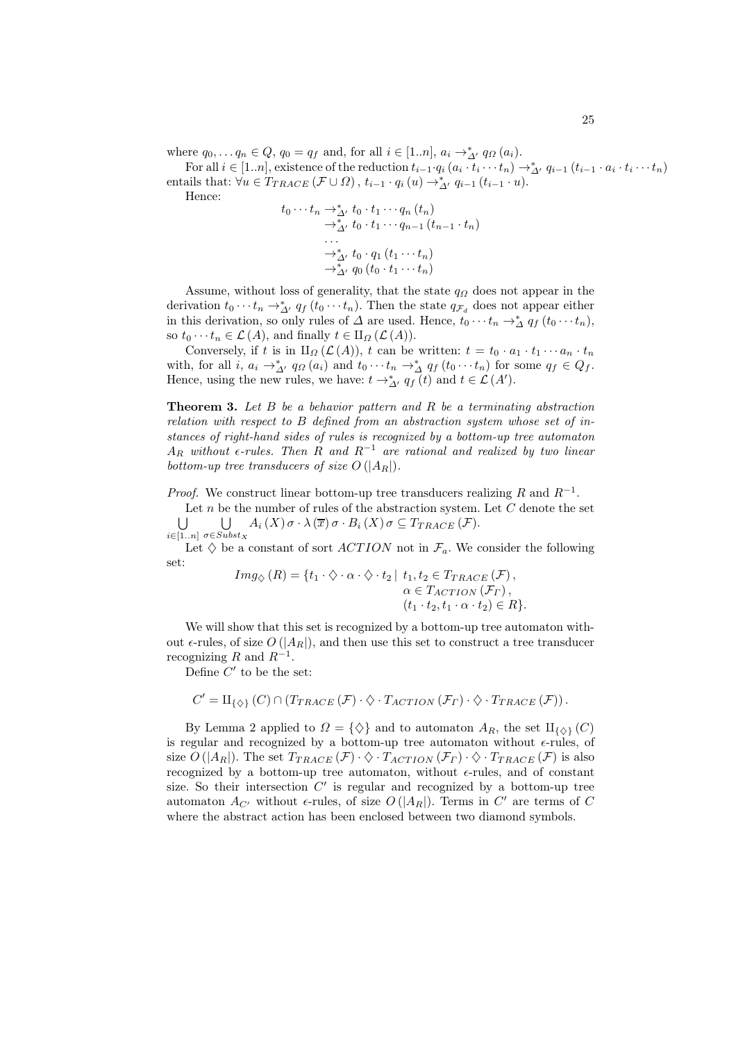where $q_0, \ldots q_n \in Q$, $q_0 = q_f$ and, for all $i \in [1..n]$, $a_i \rightarrow^*_{\Delta'} q_\Omega(a_i)$.

For all $i \in [1..n]$, existence of the reduction $t_{i-1} \cdot q_i(a_i \cdot t_i \cdots t_n) \rightarrow^*_{\Delta'} q_{i-1}(t_{i-1} \cdot a_i \cdot t_i \cdots t_n)$ entails that: $\forall u \in T_{TRACE}(\mathcal{F} \cup \Omega)\,,\; t_{i-1} \cdot q_i(u) \rightarrow^*_{\Delta'} q_{i-1}(t_{i-1} \cdot u)$.

Hence:

$$
\begin{aligned}
t_0 \cdots t_n &\rightarrow^*_{\Delta'} t_0 \cdot t_1 \cdots q_n(t_n) \\
&\rightarrow^*_{\Delta'} t_0 \cdot t_1 \cdots q_{n-1}(t_{n-1} \cdot t_n) \\
&\cdots \\
&\rightarrow^*_{\Delta'} t_0 \cdot q_1(t_1 \cdots t_n) \\
&\rightarrow^*_{\Delta'} q_0(t_0 \cdot t_1 \cdots t_n)
\end{aligned}
$$

Assume, without loss of generality, that the state $q_\Omega$ does not appear in the derivation $t_0 \cdots t_n \rightarrow^*_{\Delta'} q_f(t_0 \cdots t_n)$. Then the state $q_{\mathcal{F}_d}$ does not appear either in this derivation, so only rules of $\Delta$ are used. Hence, $t_0 \cdots t_n \rightarrow^*_{\Delta} q_f(t_0 \cdots t_n)$, so $t_0 \cdots t_n \in \mathcal{L}(A)$, and finally $t \in \amalg_\Omega(\mathcal{L}(A))$.

Conversely, if $t$ is in $\amalg_\Omega(\mathcal{L}(A))$, $t$ can be written: $t = t_0 \cdot a_1 \cdot t_1 \cdots a_n \cdot t_n$ with, for all $i$, $a_i \rightarrow^*_{\Delta'} q_\Omega(a_i)$ and $t_0 \cdots t_n \rightarrow^*_{\Delta} q_f(t_0 \cdots t_n)$ for some $q_f \in Q_f$. Hence, using the new rules, we have: $t \rightarrow^*_{\Delta'} q_f(t)$ and $t \in \mathcal{L}(A')$.

**Theorem 3.** *Let $B$ be a behavior pattern and $R$ be a terminating abstraction relation with respect to $B$ defined from an abstraction system whose set of instances of right-hand sides of rules is recognized by a bottom-up tree automaton $A_R$ without $\epsilon$-rules. Then $R$ and $R^{-1}$ are rational and realized by two linear bottom-up tree transducers of size $O(|A_R|)$.*

*Proof.* We construct linear bottom-up tree transducers realizing $R$ and $R^{-1}$.

Let $n$ be the number of rules of the abstraction system. Let $C$ denote the set $\bigcup_{i \in [1..n]} \bigcup_{\sigma \in Subst_X} A_i(X)\sigma \cdot \lambda(\overline{x})\sigma \cdot B_i(X)\sigma \subseteq T_{TRACE}(\mathcal{F})$.

Let $\diamondsuit$ be a constant of sort $ACTION$ not in $\mathcal{F}_a$. We consider the following set:

$$
\begin{aligned}
Img_\diamondsuit(R) = \{t_1 \cdot \diamondsuit \cdot \alpha \cdot \diamondsuit \cdot t_2 \mid\ & t_1, t_2 \in T_{TRACE}(\mathcal{F}), \\
& \alpha \in T_{ACTION}(\mathcal{F}_\Gamma), \\
& (t_1 \cdot t_2, t_1 \cdot \alpha \cdot t_2) \in R\}.
\end{aligned}
$$

We will show that this set is recognized by a bottom-up tree automaton without $\epsilon$-rules, of size $O(|A_R|)$, and then use this set to construct a tree transducer recognizing $R$ and $R^{-1}$.

Define $C'$ to be the set:

$$
C' = \amalg_{\{\diamondsuit\}}(C) \cap (T_{TRACE}(\mathcal{F}) \cdot \diamondsuit \cdot T_{ACTION}(\mathcal{F}_\Gamma) \cdot \diamondsuit \cdot T_{TRACE}(\mathcal{F}))\,.
$$

By Lemma 2 applied to $\Omega = \{\diamondsuit\}$ and to automaton $A_R$, the set $\amalg_{\{\diamondsuit\}}(C)$ is regular and recognized by a bottom-up tree automaton without $\epsilon$-rules, of size $O(|A_R|)$. The set $T_{TRACE}(\mathcal{F}) \cdot \diamondsuit \cdot T_{ACTION}(\mathcal{F}_\Gamma) \cdot \diamondsuit \cdot T_{TRACE}(\mathcal{F})$ is also recognized by a bottom-up tree automaton, without $\epsilon$-rules, and of constant size. So their intersection $C'$ is regular and recognized by a bottom-up tree automaton $A_{C'}$ without $\epsilon$-rules, of size $O(|A_R|)$. Terms in $C'$ are terms of $C$ where the abstract action has been enclosed between two diamond symbols.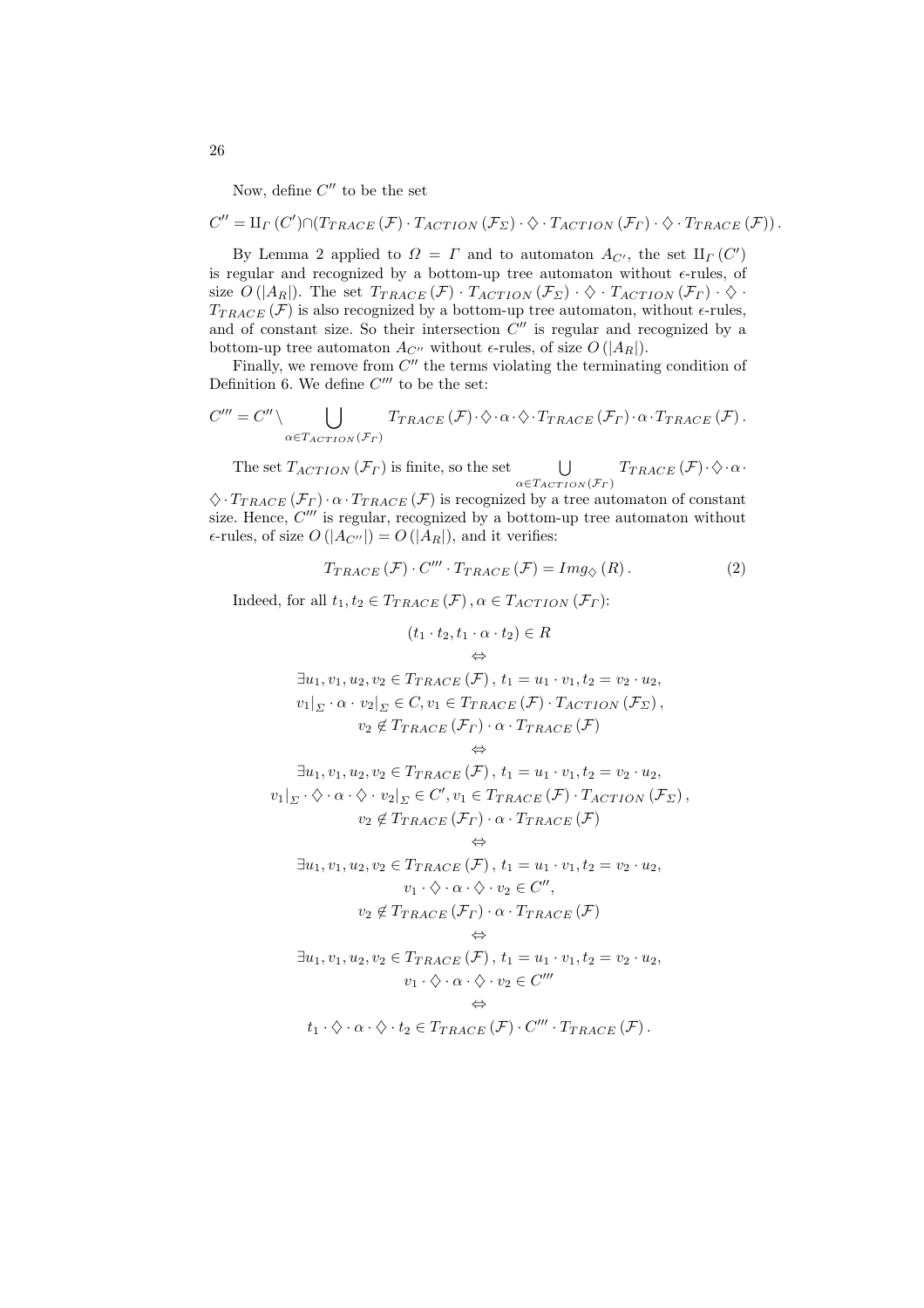Now, define $C''$ to be the set

$$C'' = \amalg_{\Gamma}(C') \cap (T_{TRACE}(\mathcal{F}) \cdot T_{ACTION}(\mathcal{F}_{\Sigma}) \cdot \diamondsuit \cdot T_{ACTION}(\mathcal{F}_{\Gamma}) \cdot \diamondsuit \cdot T_{TRACE}(\mathcal{F})).$$

By Lemma 2 applied to $\Omega = \Gamma$ and to automaton $A_{C'}$, the set $\amalg_{\Gamma}(C')$ is regular and recognized by a bottom-up tree automaton without $\epsilon$-rules, of size $O(|A_R|)$. The set $T_{TRACE}(\mathcal{F}) \cdot T_{ACTION}(\mathcal{F}_{\Sigma}) \cdot \diamondsuit \cdot T_{ACTION}(\mathcal{F}_{\Gamma}) \cdot \diamondsuit \cdot T_{TRACE}(\mathcal{F})$ is also recognized by a bottom-up tree automaton, without $\epsilon$-rules, and of constant size. So their intersection $C''$ is regular and recognized by a bottom-up tree automaton $A_{C''}$ without $\epsilon$-rules, of size $O(|A_R|)$.

Finally, we remove from $C''$ the terms violating the terminating condition of Definition 6. We define $C'''$ to be the set:

$$C''' = C'' \setminus \bigcup_{\alpha \in T_{ACTION}(\mathcal{F}_{\Gamma})} T_{TRACE}(\mathcal{F}) \cdot \diamondsuit \cdot \alpha \cdot \diamondsuit \cdot T_{TRACE}(\mathcal{F}_{\Gamma}) \cdot \alpha \cdot T_{TRACE}(\mathcal{F}).$$

The set $T_{ACTION}(\mathcal{F}_{\Gamma})$ is finite, so the set $\bigcup_{\alpha \in T_{ACTION}(\mathcal{F}_{\Gamma})} T_{TRACE}(\mathcal{F}) \cdot \diamondsuit \cdot \alpha \cdot \diamondsuit \cdot T_{TRACE}(\mathcal{F}_{\Gamma}) \cdot \alpha \cdot T_{TRACE}(\mathcal{F})$ is recognized by a tree automaton of constant size. Hence, $C'''$ is regular, recognized by a bottom-up tree automaton without $\epsilon$-rules, of size $O(|A_{C''}|) = O(|A_R|)$, and it verifies:

$$T_{TRACE}(\mathcal{F}) \cdot C''' \cdot T_{TRACE}(\mathcal{F}) = Img_{\diamondsuit}(R). \tag{2}$$

Indeed, for all $t_1, t_2 \in T_{TRACE}(\mathcal{F}), \alpha \in T_{ACTION}(\mathcal{F}_{\Gamma})$:

$$
\begin{gathered}
(t_1 \cdot t_2, t_1 \cdot \alpha \cdot t_2) \in R \\
\Leftrightarrow \\
\exists u_1, v_1, u_2, v_2 \in T_{TRACE}(\mathcal{F}),\ t_1 = u_1 \cdot v_1, t_2 = v_2 \cdot u_2, \\
v_1|_{\Sigma} \cdot \alpha \cdot v_2|_{\Sigma} \in C, v_1 \in T_{TRACE}(\mathcal{F}) \cdot T_{ACTION}(\mathcal{F}_{\Sigma}), \\
v_2 \notin T_{TRACE}(\mathcal{F}_{\Gamma}) \cdot \alpha \cdot T_{TRACE}(\mathcal{F}) \\
\Leftrightarrow \\
\exists u_1, v_1, u_2, v_2 \in T_{TRACE}(\mathcal{F}),\ t_1 = u_1 \cdot v_1, t_2 = v_2 \cdot u_2, \\
v_1|_{\Sigma} \cdot \diamondsuit \cdot \alpha \cdot \diamondsuit \cdot v_2|_{\Sigma} \in C', v_1 \in T_{TRACE}(\mathcal{F}) \cdot T_{ACTION}(\mathcal{F}_{\Sigma}), \\
v_2 \notin T_{TRACE}(\mathcal{F}_{\Gamma}) \cdot \alpha \cdot T_{TRACE}(\mathcal{F}) \\
\Leftrightarrow \\
\exists u_1, v_1, u_2, v_2 \in T_{TRACE}(\mathcal{F}),\ t_1 = u_1 \cdot v_1, t_2 = v_2 \cdot u_2, \\
v_1 \cdot \diamondsuit \cdot \alpha \cdot \diamondsuit \cdot v_2 \in C'', \\
v_2 \notin T_{TRACE}(\mathcal{F}_{\Gamma}) \cdot \alpha \cdot T_{TRACE}(\mathcal{F}) \\
\Leftrightarrow \\
\exists u_1, v_1, u_2, v_2 \in T_{TRACE}(\mathcal{F}),\ t_1 = u_1 \cdot v_1, t_2 = v_2 \cdot u_2, \\
v_1 \cdot \diamondsuit \cdot \alpha \cdot \diamondsuit \cdot v_2 \in C''' \\
\Leftrightarrow \\
t_1 \cdot \diamondsuit \cdot \alpha \cdot \diamondsuit \cdot t_2 \in T_{TRACE}(\mathcal{F}) \cdot C''' \cdot T_{TRACE}(\mathcal{F}).
\end{gathered}
$$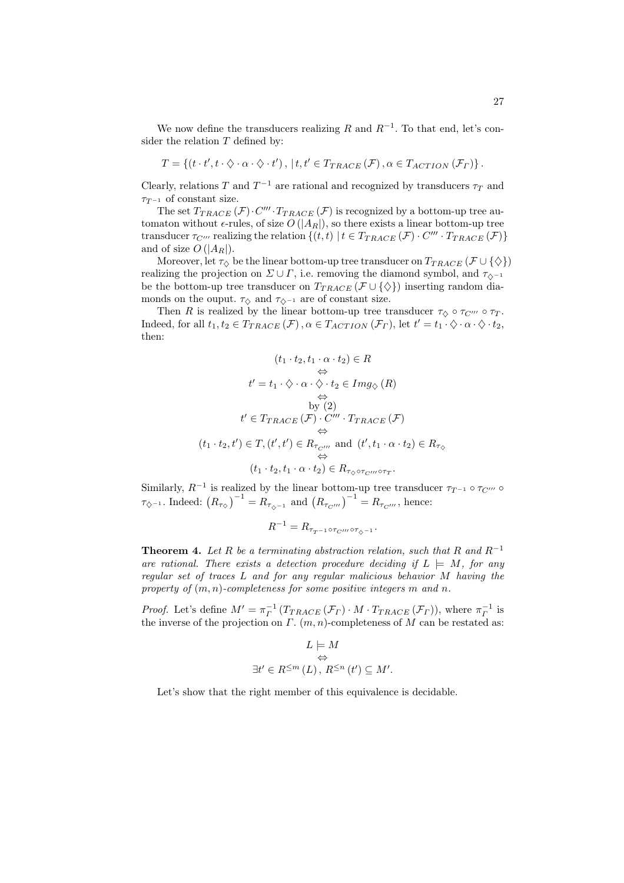We now define the transducers realizing $R$ and $R^{-1}$. To that end, let's consider the relation $T$ defined by:

$$T = \{(t \cdot t', t \cdot \Diamond \cdot \alpha \cdot \Diamond \cdot t'),\, | \, t, t' \in T_{TRACE}(\mathcal{F}), \alpha \in T_{ACTION}(\mathcal{F}_\Gamma)\}.$$

Clearly, relations $T$ and $T^{-1}$ are rational and recognized by transducers $\tau_T$ and $\tau_{T^{-1}}$ of constant size.

The set $T_{TRACE}(\mathcal{F}) \cdot C''' \cdot T_{TRACE}(\mathcal{F})$ is recognized by a bottom-up tree automaton without $\epsilon$-rules, of size $O(|A_R|)$, so there exists a linear bottom-up tree transducer $\tau_{C'''}$ realizing the relation $\{(t,t) \mid t \in T_{TRACE}(\mathcal{F}) \cdot C''' \cdot T_{TRACE}(\mathcal{F})\}$ and of size $O(|A_R|)$.

Moreover, let $\tau_\Diamond$ be the linear bottom-up tree transducer on $T_{TRACE}(\mathcal{F} \cup \{\Diamond\})$ realizing the projection on $\Sigma \cup \Gamma$, i.e. removing the diamond symbol, and $\tau_{\Diamond^{-1}}$ be the bottom-up tree transducer on $T_{TRACE}(\mathcal{F} \cup \{\Diamond\})$ inserting random diamonds on the ouput. $\tau_\Diamond$ and $\tau_{\Diamond^{-1}}$ are of constant size.

Then $R$ is realized by the linear bottom-up tree transducer $\tau_\Diamond \circ \tau_{C'''} \circ \tau_T$. Indeed, for all $t_1, t_2 \in T_{TRACE}(\mathcal{F}), \alpha \in T_{ACTION}(\mathcal{F}_\Gamma)$, let $t' = t_1 \cdot \Diamond \cdot \alpha \cdot \Diamond \cdot t_2$, then:

$$\begin{gathered}
(t_1 \cdot t_2, t_1 \cdot \alpha \cdot t_2) \in R \\
\Leftrightarrow \\
t' = t_1 \cdot \Diamond \cdot \alpha \cdot \Diamond \cdot t_2 \in Img_\Diamond(R) \\
\Leftrightarrow \\
\text{by (2)} \\
t' \in T_{TRACE}(\mathcal{F}) \cdot C''' \cdot T_{TRACE}(\mathcal{F}) \\
\Leftrightarrow \\
(t_1 \cdot t_2, t') \in T, (t', t') \in R_{\tau_{C'''}} \text{ and } (t', t_1 \cdot \alpha \cdot t_2) \in R_{\tau_\Diamond} \\
\Leftrightarrow \\
(t_1 \cdot t_2, t_1 \cdot \alpha \cdot t_2) \in R_{\tau_\Diamond \circ \tau_{C'''} \circ \tau_T}.
\end{gathered}$$

Similarly, $R^{-1}$ is realized by the linear bottom-up tree transducer $\tau_{T^{-1}} \circ \tau_{C'''} \circ \tau_{\Diamond^{-1}}$. Indeed: $\left(R_{\tau_\Diamond}\right)^{-1} = R_{\tau_{\Diamond^{-1}}}$ and $\left(R_{\tau_{C'''}}\right)^{-1} = R_{\tau_{C'''}}$, hence:

$$R^{-1} = R_{\tau_{T^{-1}} \circ \tau_{C'''} \circ \tau_{\Diamond^{-1}}}.$$

**Theorem 4.** *Let $R$ be a terminating abstraction relation, such that $R$ and $R^{-1}$ are rational. There exists a detection procedure deciding if $L \models M$, for any regular set of traces $L$ and for any regular malicious behavior $M$ having the property of $(m,n)$-completeness for some positive integers $m$ and $n$.*

*Proof.* Let's define $M' = \pi_\Gamma^{-1}(T_{TRACE}(\mathcal{F}_\Gamma) \cdot M \cdot T_{TRACE}(\mathcal{F}_\Gamma))$, where $\pi_\Gamma^{-1}$ is the inverse of the projection on $\Gamma$. $(m,n)$-completeness of $M$ can be restated as:

$$\begin{gathered}
L \models M \\
\Leftrightarrow \\
\exists t' \in R^{\leq m}(L),\, R^{\leq n}(t') \subseteq M'.
\end{gathered}$$

Let's show that the right member of this equivalence is decidable.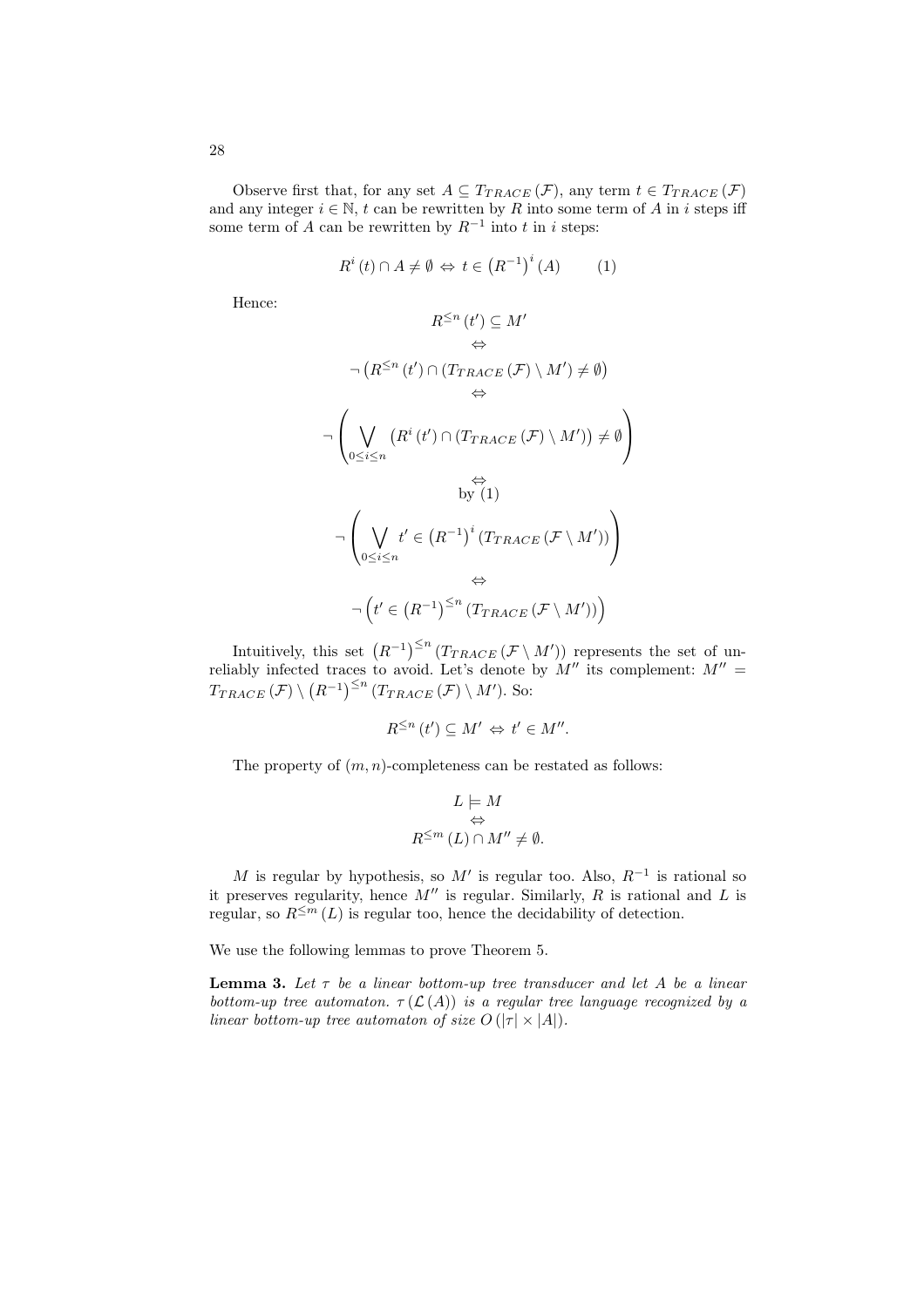Observe first that, for any set $A \subseteq T_{TRACE}(\mathcal{F})$, any term $t \in T_{TRACE}(\mathcal{F})$ and any integer $i \in \mathbb{N}$, $t$ can be rewritten by $R$ into some term of $A$ in $i$ steps iff some term of $A$ can be rewritten by $R^{-1}$ into $t$ in $i$ steps:

$$R^{i}(t) \cap A \neq \emptyset \Leftrightarrow t \in \left(R^{-1}\right)^{i}(A) \qquad (1)$$

Hence:

$$
\begin{gathered}
R^{\leq n}(t') \subseteq M' \\
\Leftrightarrow \\
\neg\left(R^{\leq n}(t') \cap (T_{TRACE}(\mathcal{F}) \setminus M') \neq \emptyset\right) \\
\Leftrightarrow \\
\neg\left(\bigvee_{0 \leq i \leq n} \left(R^{i}(t') \cap (T_{TRACE}(\mathcal{F}) \setminus M')\right) \neq \emptyset\right) \\
\Leftrightarrow \\
\text{by (1)} \\
\neg\left(\bigvee_{0 \leq i \leq n} t' \in \left(R^{-1}\right)^{i}(T_{TRACE}(\mathcal{F} \setminus M'))\right) \\
\Leftrightarrow \\
\neg\left(t' \in \left(R^{-1}\right)^{\leq n}(T_{TRACE}(\mathcal{F} \setminus M'))\right)
\end{gathered}
$$

Intuitively, this set $\left(R^{-1}\right)^{\leq n}(T_{TRACE}(\mathcal{F} \setminus M'))$ represents the set of unreliably infected traces to avoid. Let's denote by $M''$ its complement: $M'' = T_{TRACE}(\mathcal{F}) \setminus \left(R^{-1}\right)^{\leq n}(T_{TRACE}(\mathcal{F}) \setminus M')$. So:

$$R^{\leq n}(t') \subseteq M' \Leftrightarrow t' \in M''.$$

The property of $(m, n)$-completeness can be restated as follows:

$$
\begin{gathered}
L \models M \\
\Leftrightarrow \\
R^{\leq m}(L) \cap M'' \neq \emptyset.
\end{gathered}
$$

$M$ is regular by hypothesis, so $M'$ is regular too. Also, $R^{-1}$ is rational so it preserves regularity, hence $M''$ is regular. Similarly, $R$ is rational and $L$ is regular, so $R^{\leq m}(L)$ is regular too, hence the decidability of detection.

We use the following lemmas to prove Theorem 5.

**Lemma 3.** *Let $\tau$ be a linear bottom-up tree transducer and let $A$ be a linear bottom-up tree automaton. $\tau(\mathcal{L}(A))$ is a regular tree language recognized by a linear bottom-up tree automaton of size $O(|\tau| \times |A|)$.*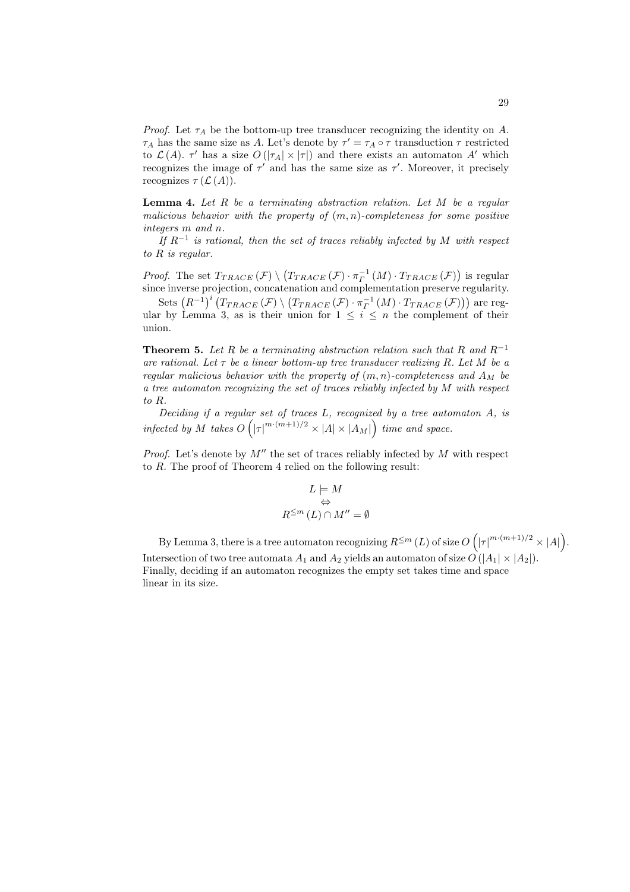*Proof.* Let $\tau_A$ be the bottom-up tree transducer recognizing the identity on $A$. $\tau_A$ has the same size as $A$. Let's denote by $\tau' = \tau_A \circ \tau$ transduction $\tau$ restricted to $\mathcal{L}(A)$. $\tau'$ has a size $O(|\tau_A| \times |\tau|)$ and there exists an automaton $A'$ which recognizes the image of $\tau'$ and has the same size as $\tau'$. Moreover, it precisely recognizes $\tau(\mathcal{L}(A))$.

**Lemma 4.** *Let $R$ be a terminating abstraction relation. Let $M$ be a regular malicious behavior with the property of $(m, n)$-completeness for some positive integers $m$ and $n$.*

*If $R^{-1}$ is rational, then the set of traces reliably infected by $M$ with respect to $R$ is regular.*

*Proof.* The set $T_{TRACE}(\mathcal{F}) \setminus \left(T_{TRACE}(\mathcal{F}) \cdot \pi_{\Gamma}^{-1}(M) \cdot T_{TRACE}(\mathcal{F})\right)$ is regular since inverse projection, concatenation and complementation preserve regularity.

Sets $\left(R^{-1}\right)^{i}\left(T_{TRACE}(\mathcal{F}) \setminus \left(T_{TRACE}(\mathcal{F}) \cdot \pi_{\Gamma}^{-1}(M) \cdot T_{TRACE}(\mathcal{F})\right)\right)$ are regular by Lemma 3, as is their union for $1 \leq i \leq n$ the complement of their union.

**Theorem 5.** *Let $R$ be a terminating abstraction relation such that $R$ and $R^{-1}$ are rational. Let $\tau$ be a linear bottom-up tree transducer realizing $R$. Let $M$ be a regular malicious behavior with the property of $(m, n)$-completeness and $A_M$ be a tree automaton recognizing the set of traces reliably infected by $M$ with respect to $R$.*

*Deciding if a regular set of traces $L$, recognized by a tree automaton $A$, is infected by $M$ takes $O\left(|\tau|^{m \cdot (m+1)/2} \times |A| \times |A_M|\right)$ time and space.*

*Proof.* Let's denote by $M''$ the set of traces reliably infected by $M$ with respect to $R$. The proof of Theorem 4 relied on the following result:

$$L \models M \\ \Leftrightarrow \\ R^{\leq m}(L) \cap M'' = \emptyset$$

By Lemma 3, there is a tree automaton recognizing $R^{\leq m}(L)$ of size $O\left(|\tau|^{m \cdot (m+1)/2} \times |A|\right)$. Intersection of two tree automata $A_1$ and $A_2$ yields an automaton of size $O(|A_1| \times |A_2|)$. Finally, deciding if an automaton recognizes the empty set takes time and space linear in its size.